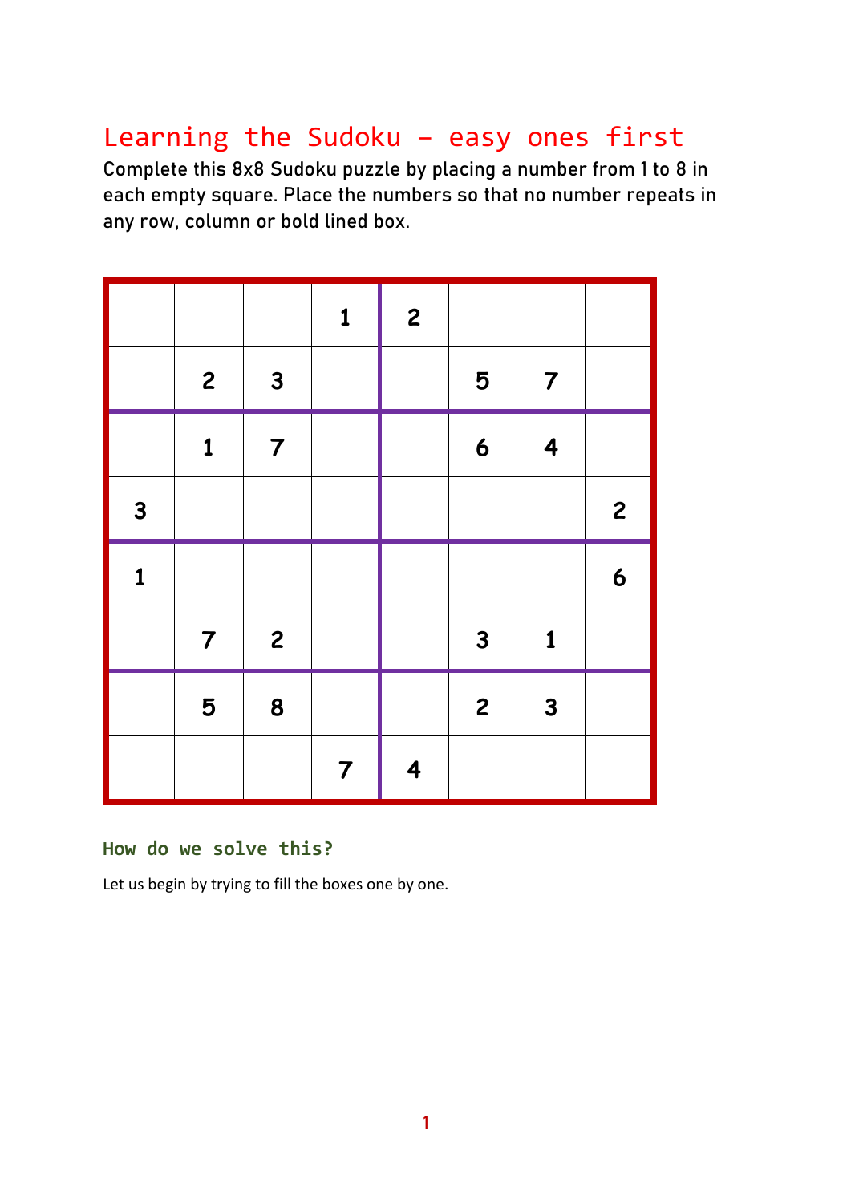# Learning the Sudoku – easy ones first

Complete this 8x8 Sudoku puzzle by placing a number from 1 to 8 in each empty square. Place the numbers so that no number repeats in any row, column or bold lined box.

| | | | | | | | |
|---|---|---|---|---|---|---|---|
| | | | 1 | 2 | | | |
| | 2 | 3 | | | 5 | 7 | |
| | 1 | 7 | | | 6 | 4 | |
| 3 | | | | | | | 2 |
| 1 | | | | | | | 6 |
| | 7 | 2 | | | 3 | 1 | |
| | 5 | 8 | | | 2 | 3 | |
| | | | 7 | 4 | | | |

### How do we solve this?

Let us begin by trying to fill the boxes one by one.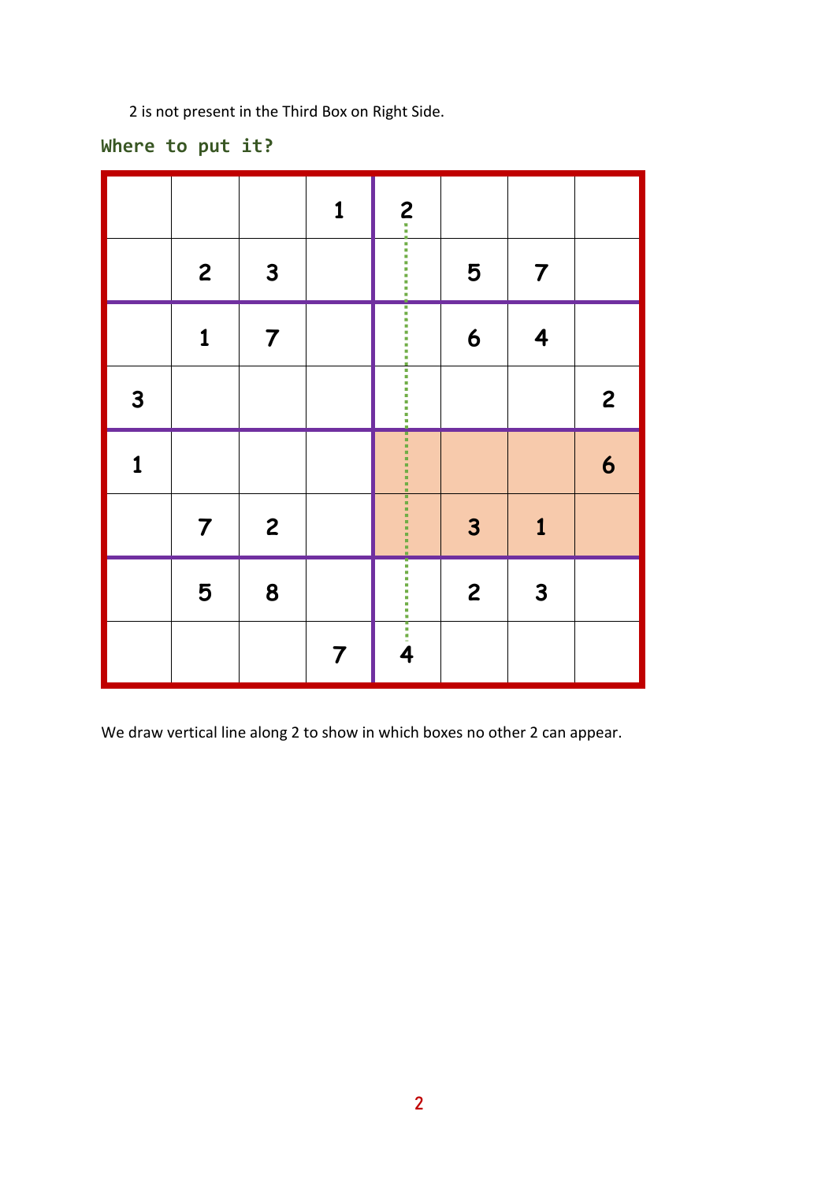2 is not present in the Third Box on Right Side.

**Where to put it?**

|   |   |   |   |   |   |   |   |
|---|---|---|---|---|---|---|---|
|   |   |   | 1 | 2 |   |   |   |
|   | 2 | 3 |   |   | 5 | 7 |   |
|   | 1 | 7 |   |   | 6 | 4 |   |
| 3 |   |   |   |   |   |   | 2 |
| 1 |   |   |   |   |   |   | 6 |
|   | 7 | 2 |   |   | 3 | 1 |   |
|   | 5 | 8 |   |   | 2 | 3 |   |
|   |   |   | 7 | 4 |   |   |   |

We draw vertical line along 2 to show in which boxes no other 2 can appear.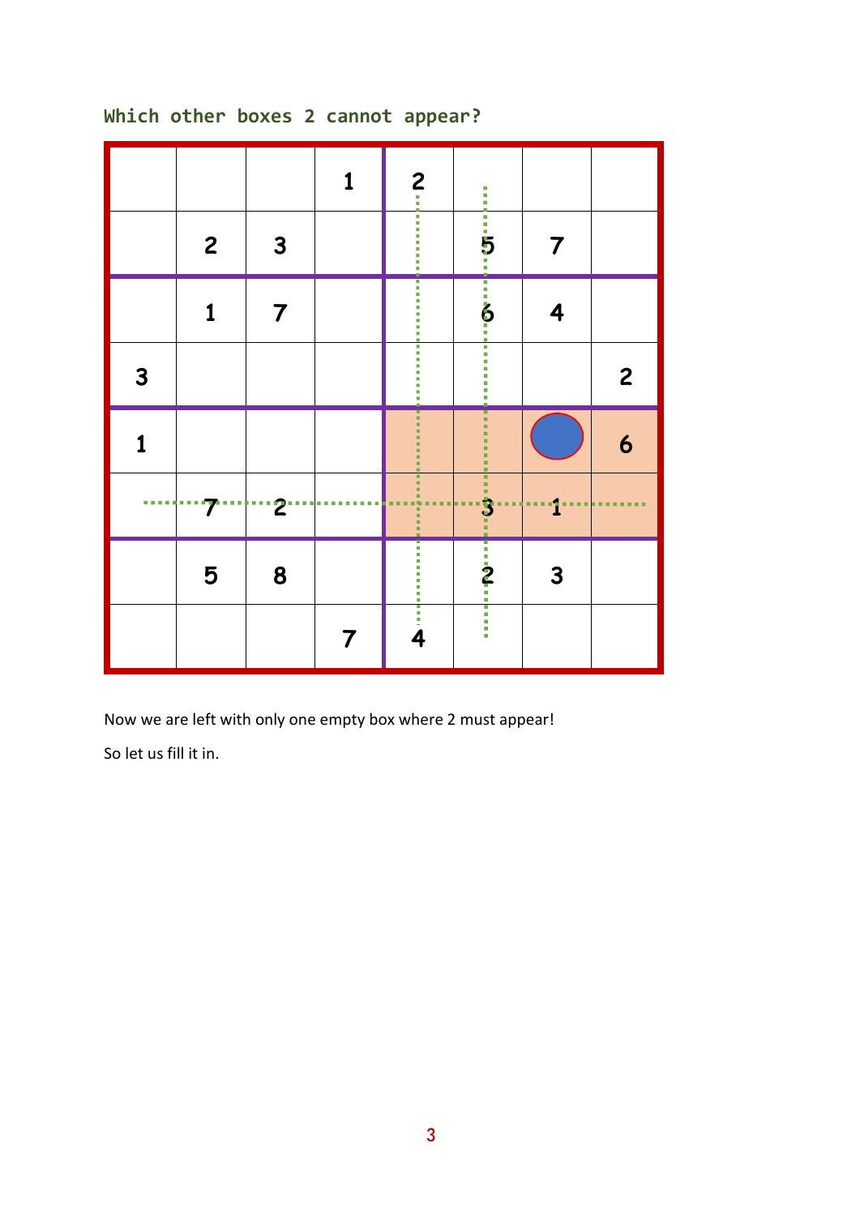**Which other boxes 2 cannot appear?**

|   |   |   |   |   |   |   |   |
|---|---|---|---|---|---|---|---|
|   |   |   | 1 | 2 |   |   |   |
|   | 2 | 3 |   |   | 5 | 7 |   |
|   | 1 | 7 |   |   | 6 | 4 |   |
| 3 |   |   |   |   |   |   | 2 |
| 1 |   |   |   |   |   |   | 6 |
|   | 7 | 2 |   |   | 3 | 1 |   |
|   | 5 | 8 |   |   | 2 | 3 |   |
|   |   |   | 7 | 4 |   |   |   |

Now we are left with only one empty box where 2 must appear!

So let us fill it in.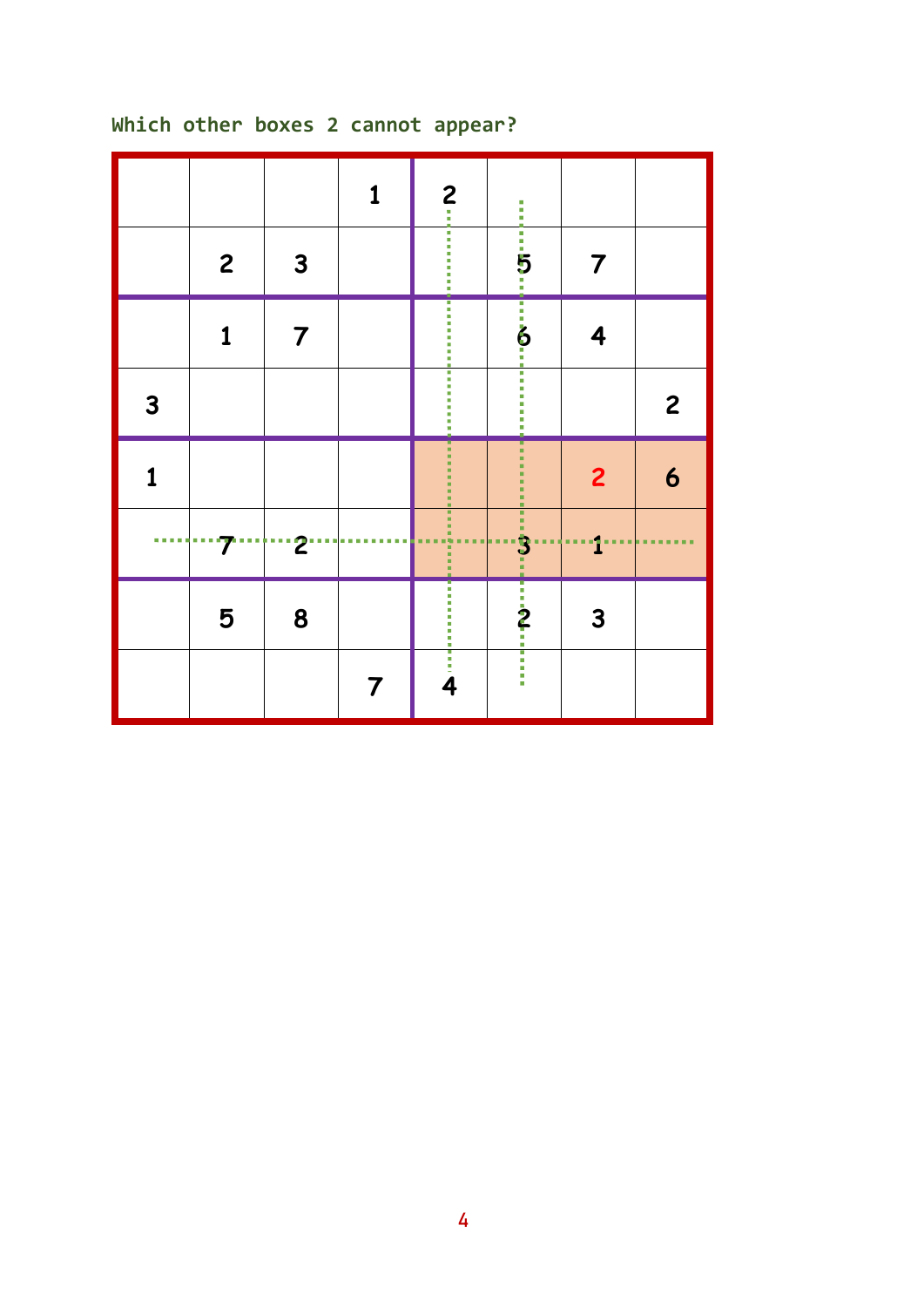**Which other boxes 2 cannot appear?**

|   |   |   |   |   |   |   |   |
|---|---|---|---|---|---|---|---|
|   |   |   | 1 | 2 |   |   |   |
|   | 2 | 3 |   |   | 5 | 7 |   |
|   | 1 | 7 |   |   | 6 | 4 |   |
| 3 |   |   |   |   |   |   | 2 |
| 1 |   |   |   |   |   | 2 | 6 |
|   | 7 | 2 |   |   | 3 | 1 |   |
|   | 5 | 8 |   |   | 2 | 3 |   |
|   |   |   | 7 | 4 |   |   |   |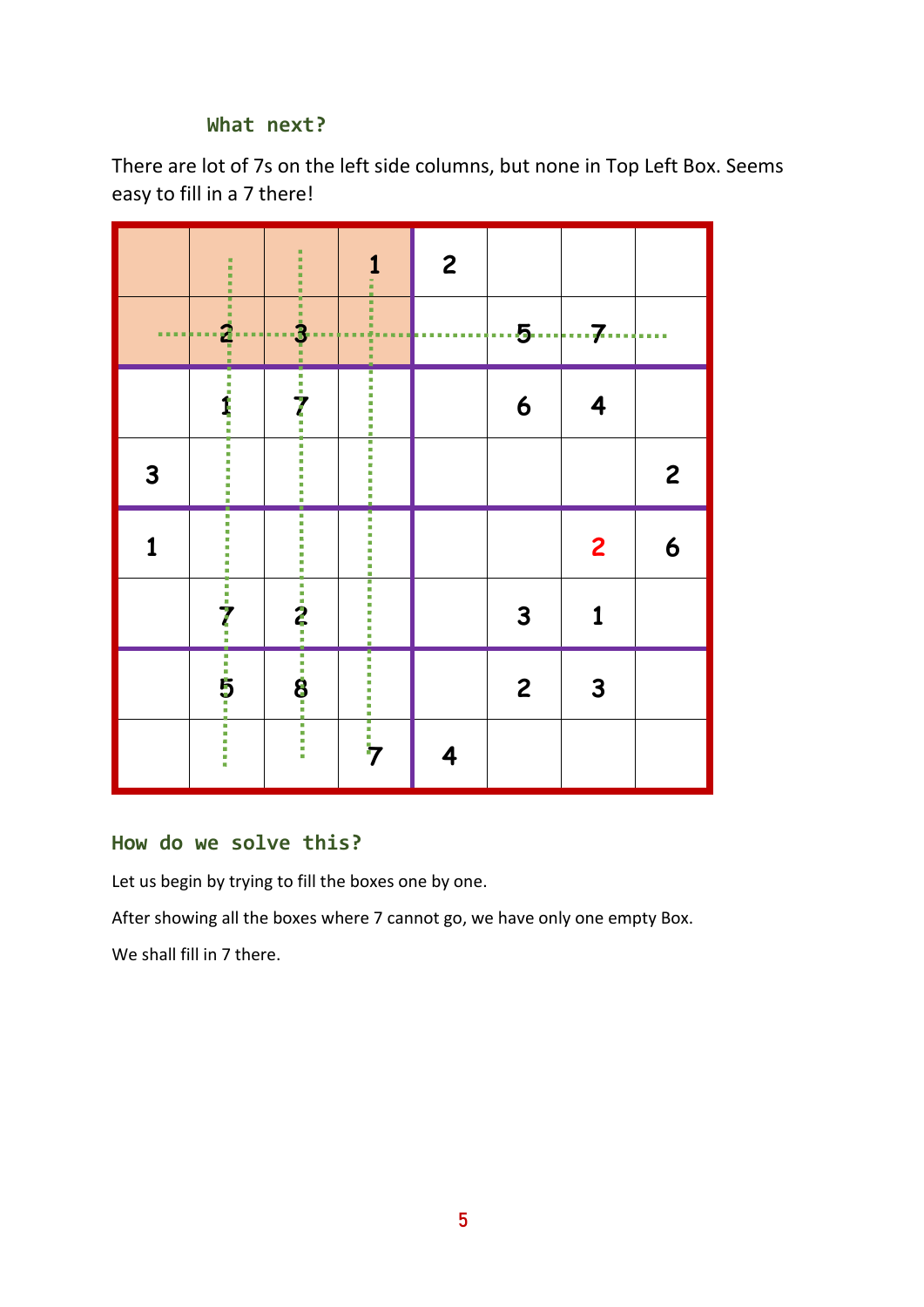### What next?

There are lot of 7s on the left side columns, but none in Top Left Box. Seems easy to fill in a 7 there!

|   |   |   |   |   |   |   |   |
|---|---|---|---|---|---|---|---|
|   |   |   | 1 | 2 |   |   |   |
|   | 2 | 3 |   |   | 5 | 7 |   |
|   | 1 | 7 |   |   | 6 | 4 |   |
| 3 |   |   |   |   |   |   | 2 |
| 1 |   |   |   |   |   | 2 | 6 |
|   | 7 | 2 |   |   | 3 | 1 |   |
|   | 5 | 8 |   |   | 2 | 3 |   |
|   |   |   | 7 | 4 |   |   |   |

## How do we solve this?

Let us begin by trying to fill the boxes one by one.

After showing all the boxes where 7 cannot go, we have only one empty Box.

We shall fill in 7 there.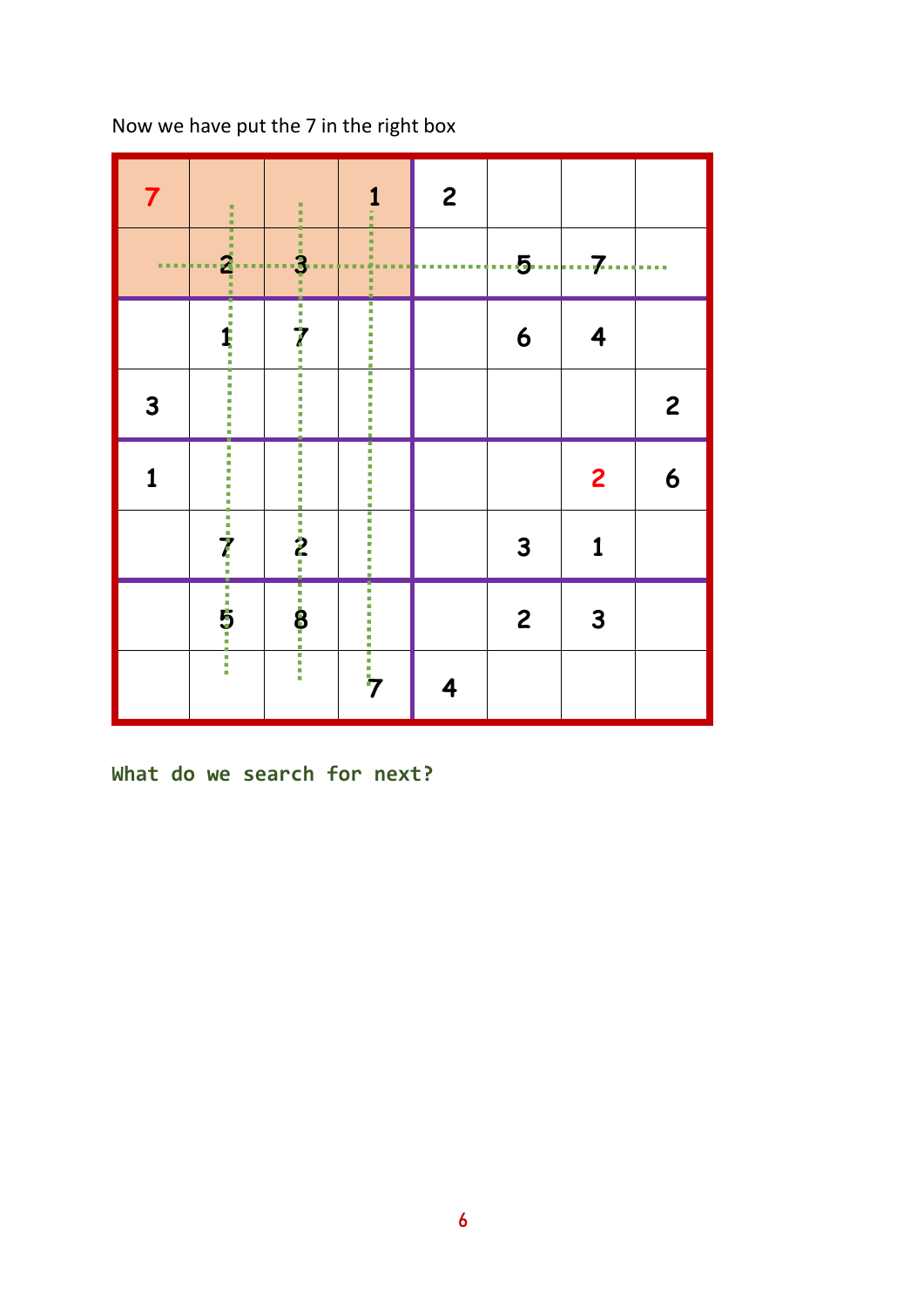Now we have put the 7 in the right box

| | | | | | | | |
|---|---|---|---|---|---|---|---|
| 7 | | | 1 | 2 | | | |
| | 2 | 3 | | | 5 | 7 | |
| | 1 | 7 | | | 6 | 4 | |
| 3 | | | | | | | 2 |
| 1 | | | | | | 2 | 6 |
| | 7 | 2 | | | 3 | 1 | |
| | 5 | 8 | | | 2 | 3 | |
| | | | 7 | 4 | | | |

**What do we search for next?**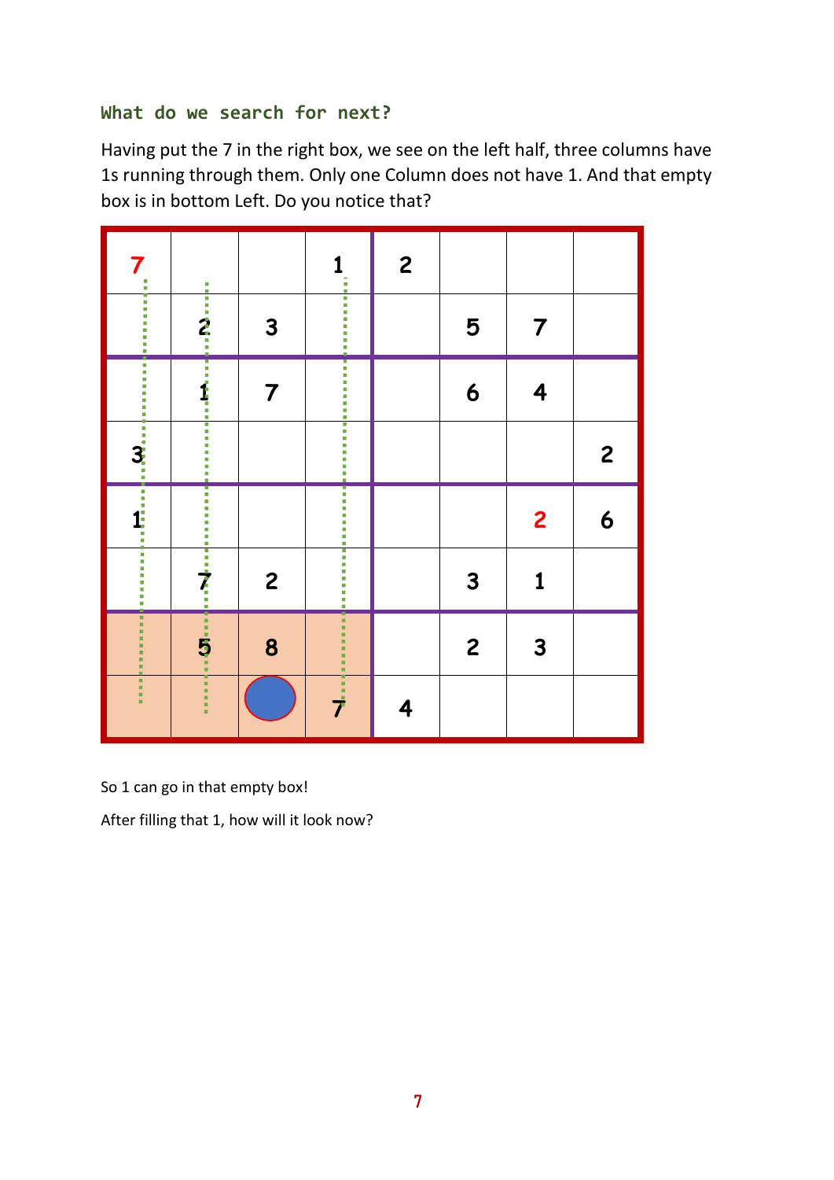### What do we search for next?

Having put the 7 in the right box, we see on the left half, three columns have 1s running through them. Only one Column does not have 1. And that empty box is in bottom Left. Do you notice that?

| | | | | | | | |
|---|---|---|---|---|---|---|---|
| 7 | | | 1 | 2 | | | |
| | 2 | 3 | | | 5 | 7 | |
| | 1 | 7 | | | 6 | 4 | |
| 3 | | | | | | | 2 |
| 1 | | | | | | 2 | 6 |
| | 7 | 2 | | | 3 | 1 | |
| | 5 | 8 | | | 2 | 3 | |
| | | | 7 | 4 | | | |

So 1 can go in that empty box!

After filling that 1, how will it look now?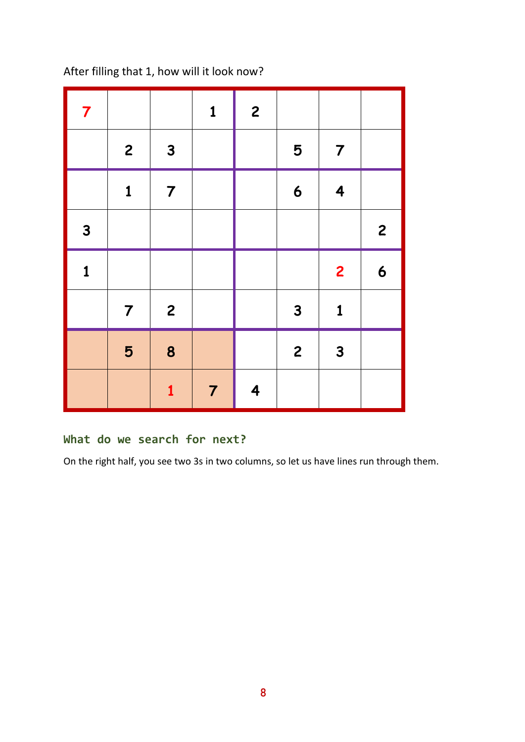After filling that 1, how will it look now?

| | | | | | | | |
|---|---|---|---|---|---|---|---|
| 7 | | | 1 | 2 | | | |
| | 2 | 3 | | | 5 | 7 | |
| | 1 | 7 | | | 6 | 4 | |
| 3 | | | | | | | 2 |
| 1 | | | | | | 2 | 6 |
| | 7 | 2 | | | 3 | 1 | |
| | 5 | 8 | | | 2 | 3 | |
| | | 1 | 7 | 4 | | | |

## What do we search for next?

On the right half, you see two 3s in two columns, so let us have lines run through them.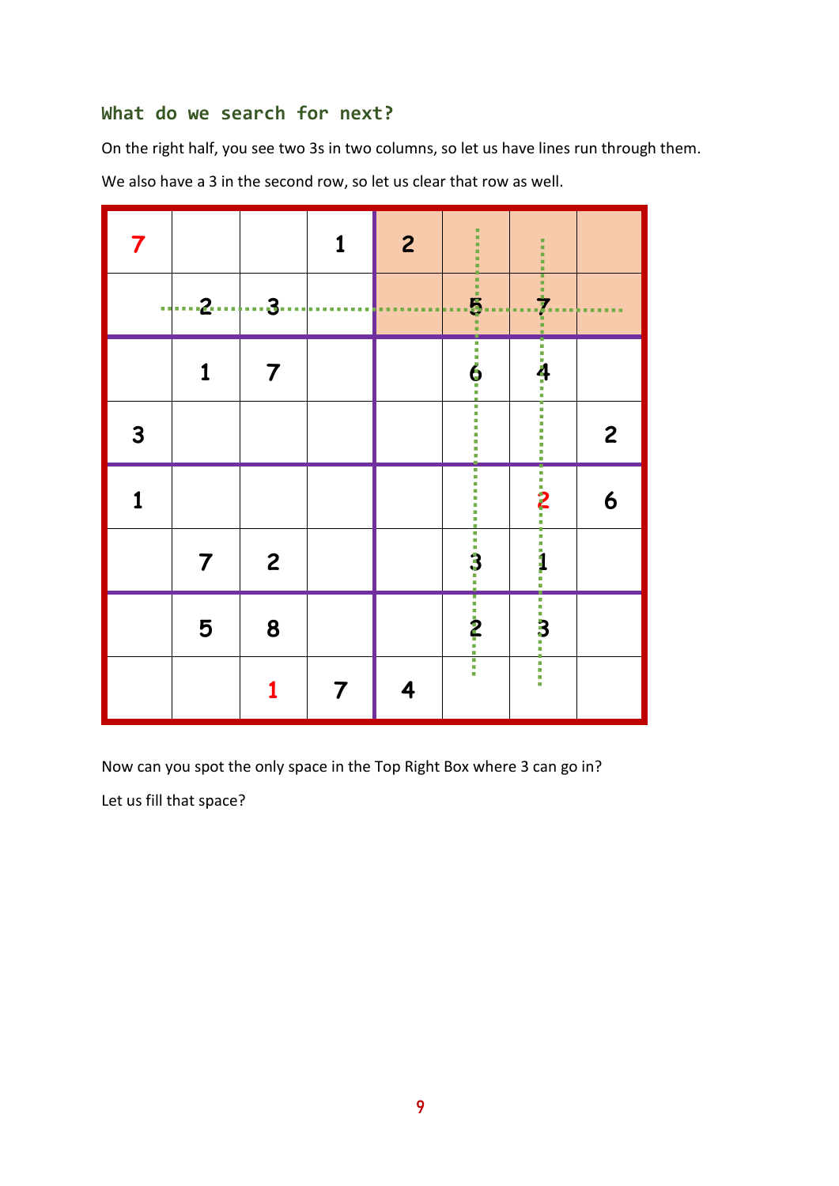### What do we search for next?

On the right half, you see two 3s in two columns, so let us have lines run through them.

We also have a 3 in the second row, so let us clear that row as well.

| | | | | | | | |
|---|---|---|---|---|---|---|---|
| 7 | | | 1 | 2 | | | |
| | 2 | 3 | | | 5 | 7 | |
| | 1 | 7 | | | 6 | 4 | |
| 3 | | | | | | | 2 |
| 1 | | | | | | 2 | 6 |
| | 7 | 2 | | | 3 | 1 | |
| | 5 | 8 | | | 2 | 3 | |
| | | 1 | 7 | 4 | | | |

Now can you spot the only space in the Top Right Box where 3 can go in?

Let us fill that space?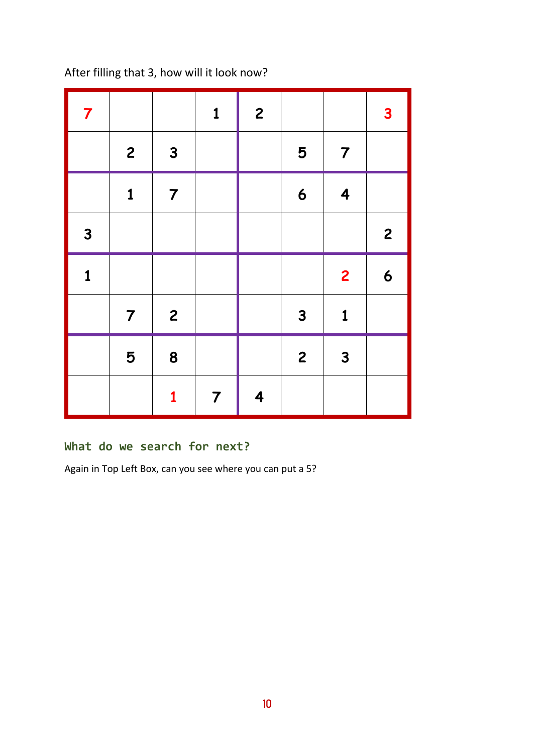After filling that 3, how will it look now?

| | | | | | | | |
|---|---|---|---|---|---|---|---|
| 7 | | | 1 | 2 | | | 3 |
| | 2 | 3 | | | 5 | 7 | |
| | 1 | 7 | | | 6 | 4 | |
| 3 | | | | | | | 2 |
| 1 | | | | | | 2 | 6 |
| | 7 | 2 | | | 3 | 1 | |
| | 5 | 8 | | | 2 | 3 | |
| | | 1 | 7 | 4 | | | |

### What do we search for next?

Again in Top Left Box, can you see where you can put a 5?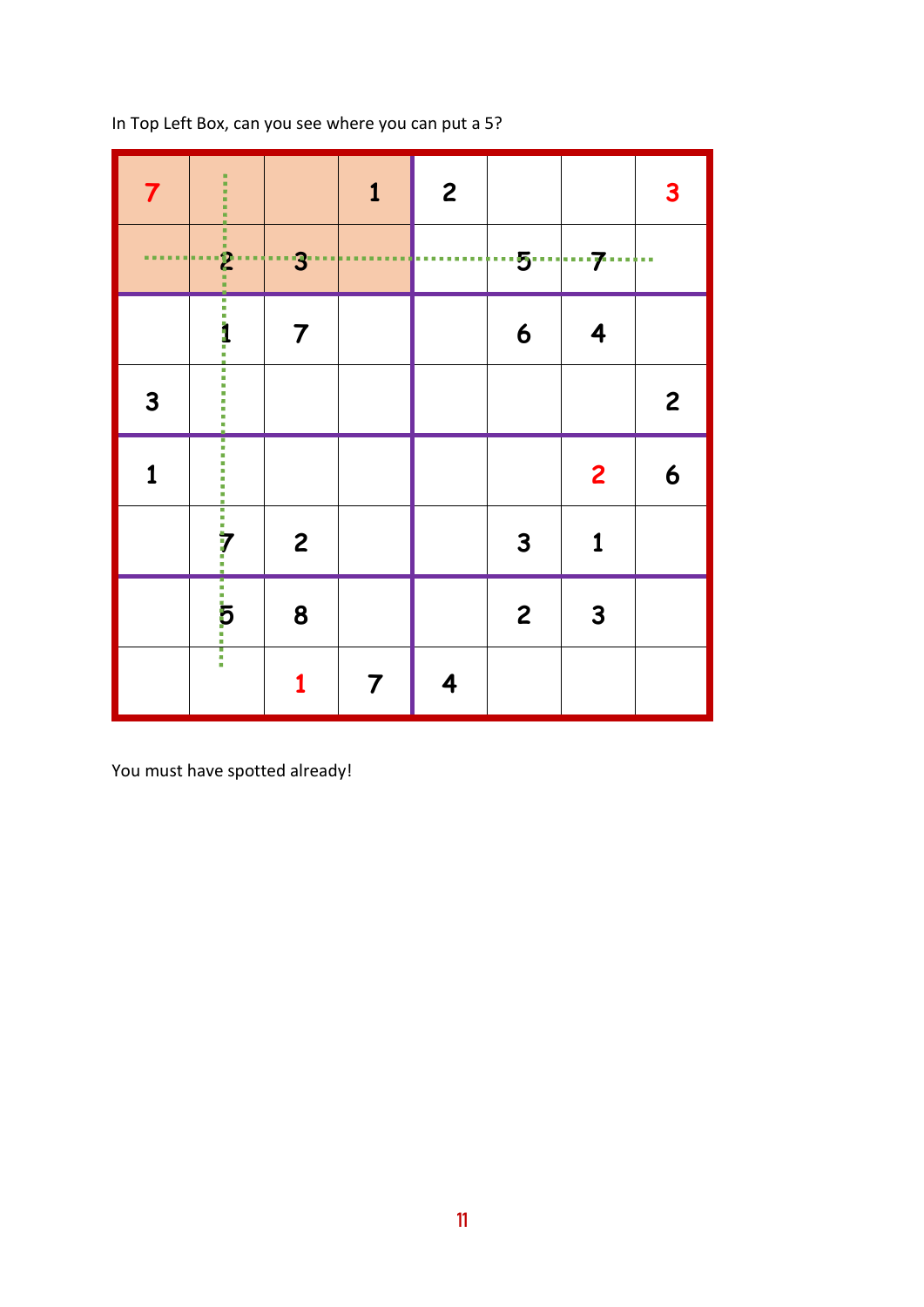In Top Left Box, can you see where you can put a 5?

| | | | | | | | |
|---|---|---|---|---|---|---|---|
| 7 | | | 1 | 2 | | | 3 |
| | 2 | 3 | | | 5 | 7 | |
| | 1 | 7 | | | 6 | 4 | |
| 3 | | | | | | | 2 |
| 1 | | | | | | 2 | 6 |
| | 7 | 2 | | | 3 | 1 | |
| | 5 | 8 | | | 2 | 3 | |
| | | 1 | 7 | 4 | | | |

You must have spotted already!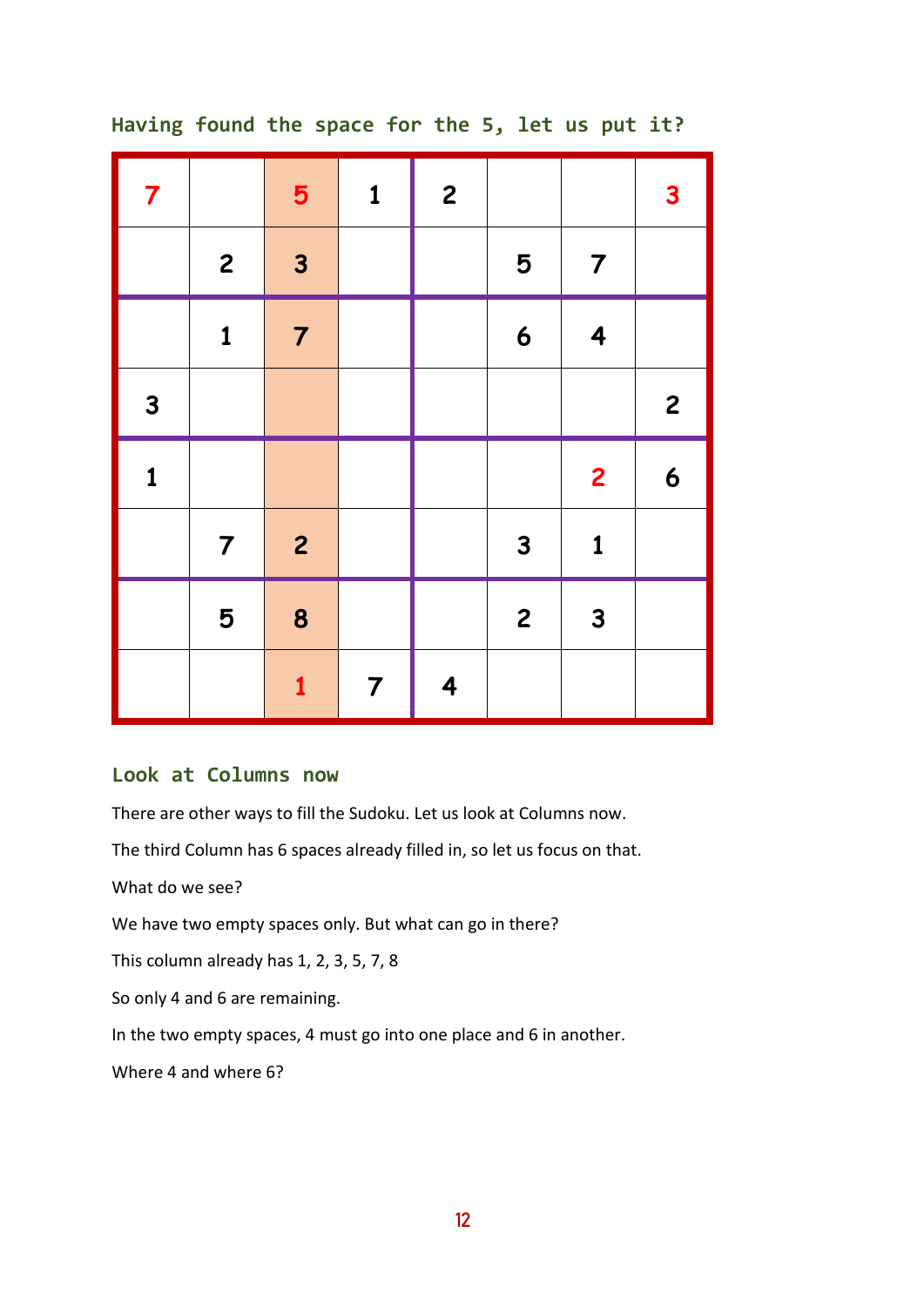### Having found the space for the 5, let us put it?

| | | | | | | | |
|---|---|---|---|---|---|---|---|
| 7 | | 5 | 1 | 2 | | | 3 |
| | 2 | 3 | | | 5 | 7 | |
| | 1 | 7 | | | 6 | 4 | |
| 3 | | | | | | | 2 |
| 1 | | | | | | 2 | 6 |
| | 7 | 2 | | | 3 | 1 | |
| | 5 | 8 | | | 2 | 3 | |
| | | 1 | 7 | 4 | | | |

### Look at Columns now

There are other ways to fill the Sudoku. Let us look at Columns now.

The third Column has 6 spaces already filled in, so let us focus on that.

What do we see?

We have two empty spaces only. But what can go in there?

This column already has 1, 2, 3, 5, 7, 8

So only 4 and 6 are remaining.

In the two empty spaces, 4 must go into one place and 6 in another.

Where 4 and where 6?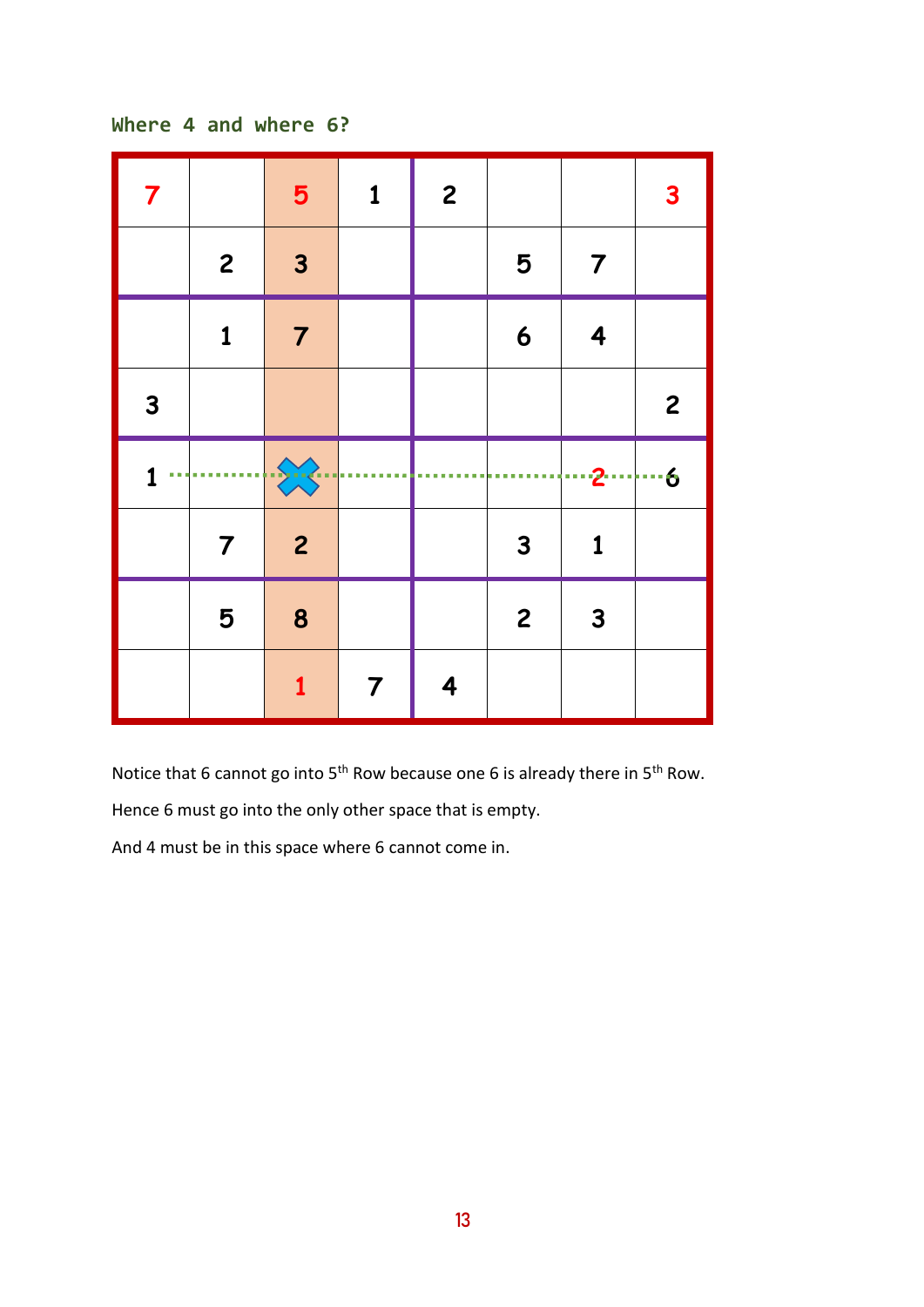Where 4 and where 6?

| | | | | | | | |
|---|---|---|---|---|---|---|---|
| 7 | | 5 | 1 | 2 | | | 3 |
| | 2 | 3 | | | 5 | 7 | |
| | 1 | 7 | | | 6 | 4 | |
| 3 | | | | | | | 2 |
| 1 | | ✖ | | | | 2 | 6 |
| | 7 | 2 | | | 3 | 1 | |
| | 5 | 8 | | | 2 | 3 | |
| | | 1 | 7 | 4 | | | |

Notice that 6 cannot go into 5th Row because one 6 is already there in 5th Row.

Hence 6 must go into the only other space that is empty.

And 4 must be in this space where 6 cannot come in.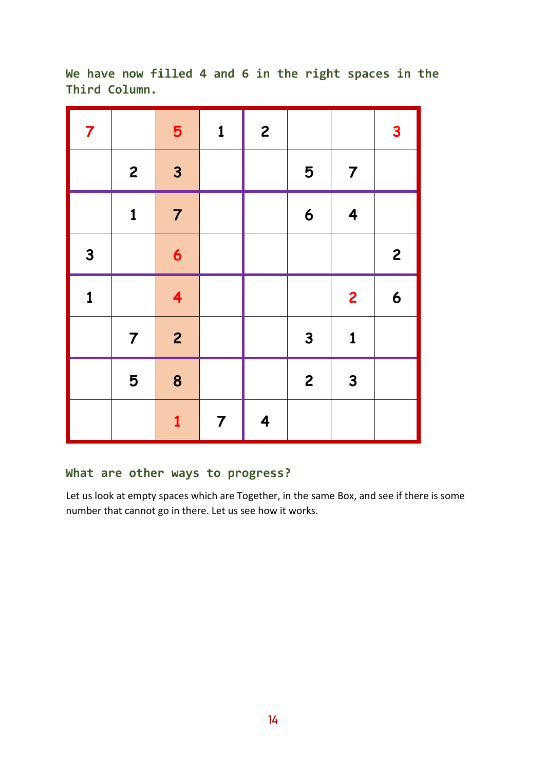**We have now filled 4 and 6 in the right spaces in the Third Column.**

| | | | | | | | |
|---|---|---|---|---|---|---|---|
| 7 | | 5 | 1 | 2 | | | 3 |
| | 2 | 3 | | | 5 | 7 | |
| | 1 | 7 | | | 6 | 4 | |
| 3 | | 6 | | | | | 2 |
| 1 | | 4 | | | | 2 | 6 |
| | 7 | 2 | | | 3 | 1 | |
| | 5 | 8 | | | 2 | 3 | |
| | | 1 | 7 | 4 | | | |

## What are other ways to progress?

Let us look at empty spaces which are Together, in the same Box, and see if there is some number that cannot go in there. Let us see how it works.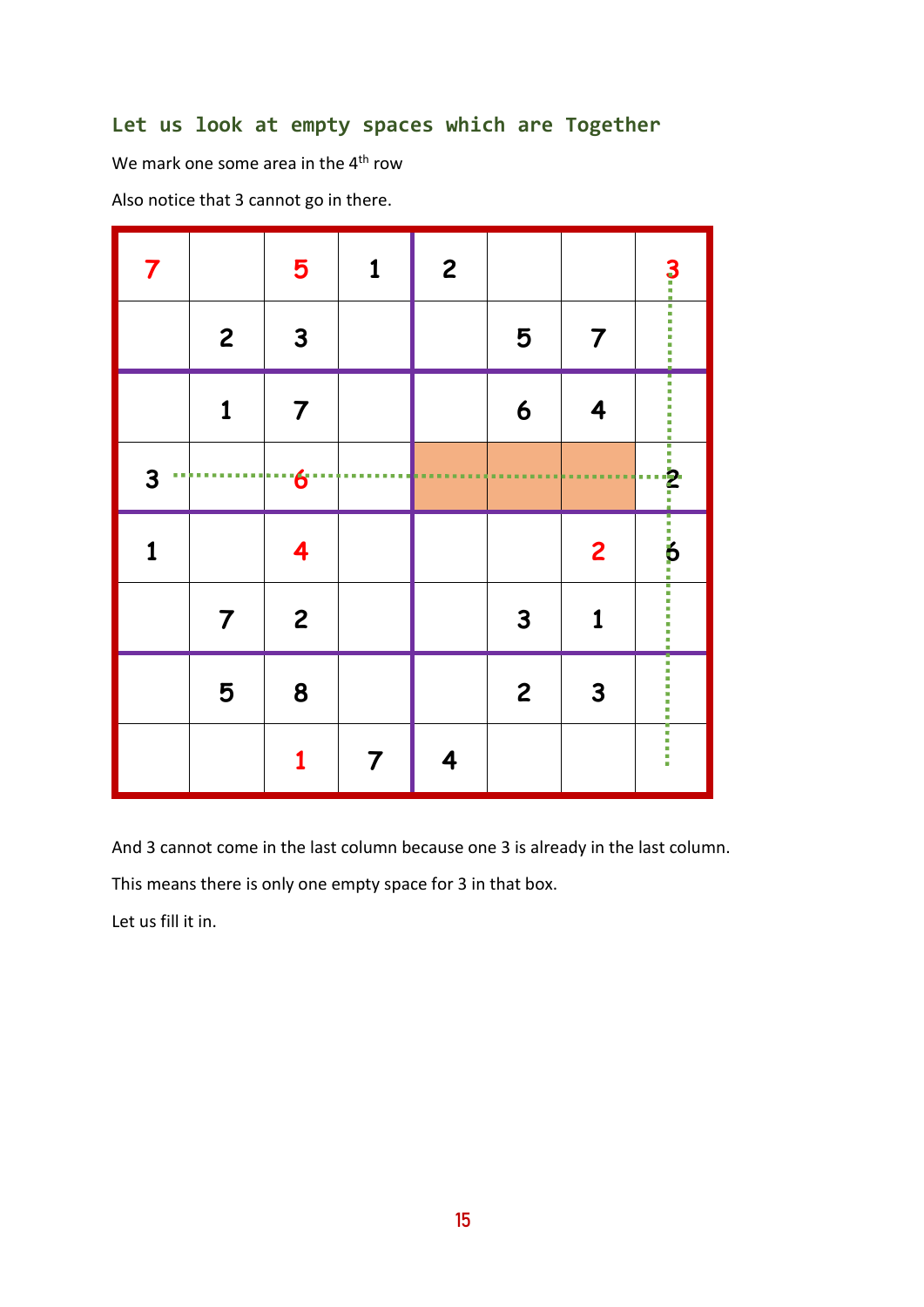## Let us look at empty spaces which are Together

We mark one some area in the 4th row

Also notice that 3 cannot go in there.

| | | | | | | | |
|---|---|---|---|---|---|---|---|
| 7 | | 5 | 1 | 2 | | | 3 |
| | 2 | 3 | | | 5 | 7 | |
| | 1 | 7 | | | 6 | 4 | |
| 3 | | 6 | | | | | 2 |
| 1 | | 4 | | | | 2 | 6 |
| | 7 | 2 | | | 3 | 1 | |
| | 5 | 8 | | | 2 | 3 | |
| | | 1 | 7 | 4 | | | |

And 3 cannot come in the last column because one 3 is already in the last column.

This means there is only one empty space for 3 in that box.

Let us fill it in.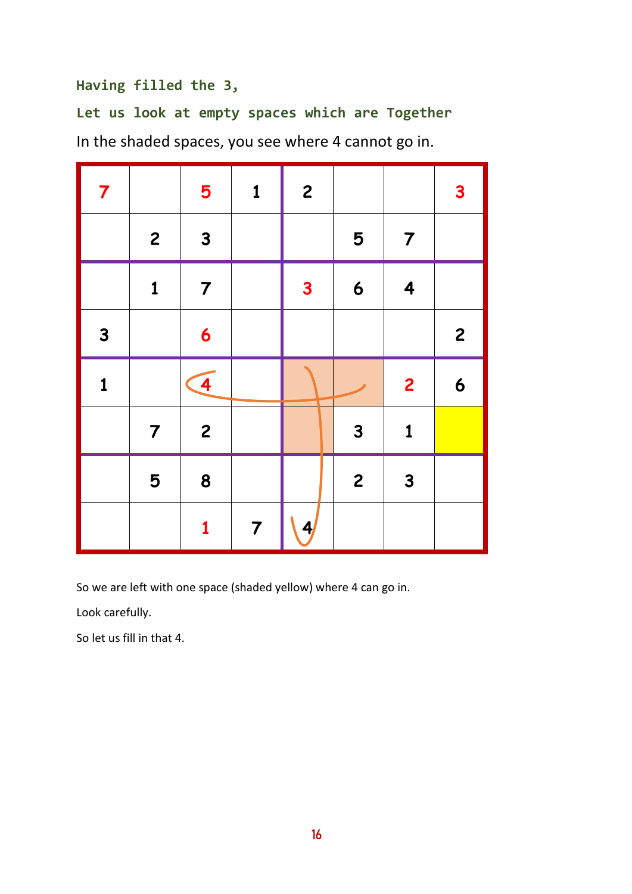**Having filled the 3,**

**Let us look at empty spaces which are Together**

In the shaded spaces, you see where 4 cannot go in.

| | | | | | | | |
|---|---|---|---|---|---|---|---|
| 7 | | 5 | 1 | 2 | | | 3 |
| | 2 | 3 | | | 5 | 7 | |
| | 1 | 7 | | 3 | 6 | 4 | |
| 3 | | 6 | | | | | 2 |
| 1 | | 4 | | | | 2 | 6 |
| | 7 | 2 | | | 3 | 1 | |
| | 5 | 8 | | | 2 | 3 | |
| | | 1 | 7 | 4 | | | |

So we are left with one space (shaded yellow) where 4 can go in.

Look carefully.

So let us fill in that 4.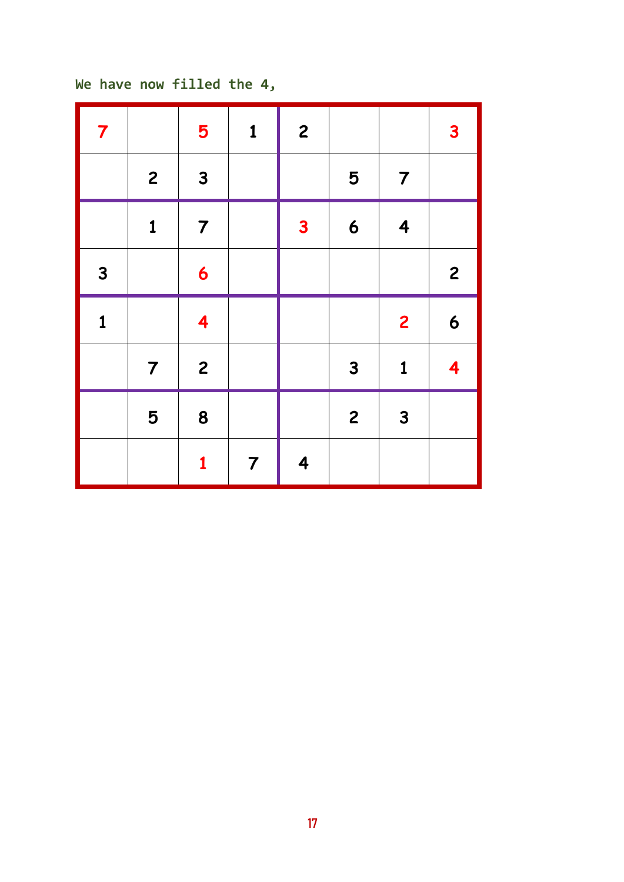We have now filled the 4,

| | | | | | | | |
|---|---|---|---|---|---|---|---|
| 7 | | 5 | 1 | 2 | | | 3 |
| | 2 | 3 | | | 5 | 7 | |
| | 1 | 7 | | 3 | 6 | 4 | |
| 3 | | 6 | | | | | 2 |
| 1 | | 4 | | | | 2 | 6 |
| | 7 | 2 | | | 3 | 1 | 4 |
| | 5 | 8 | | | 2 | 3 | |
| | | 1 | 7 | 4 | | | |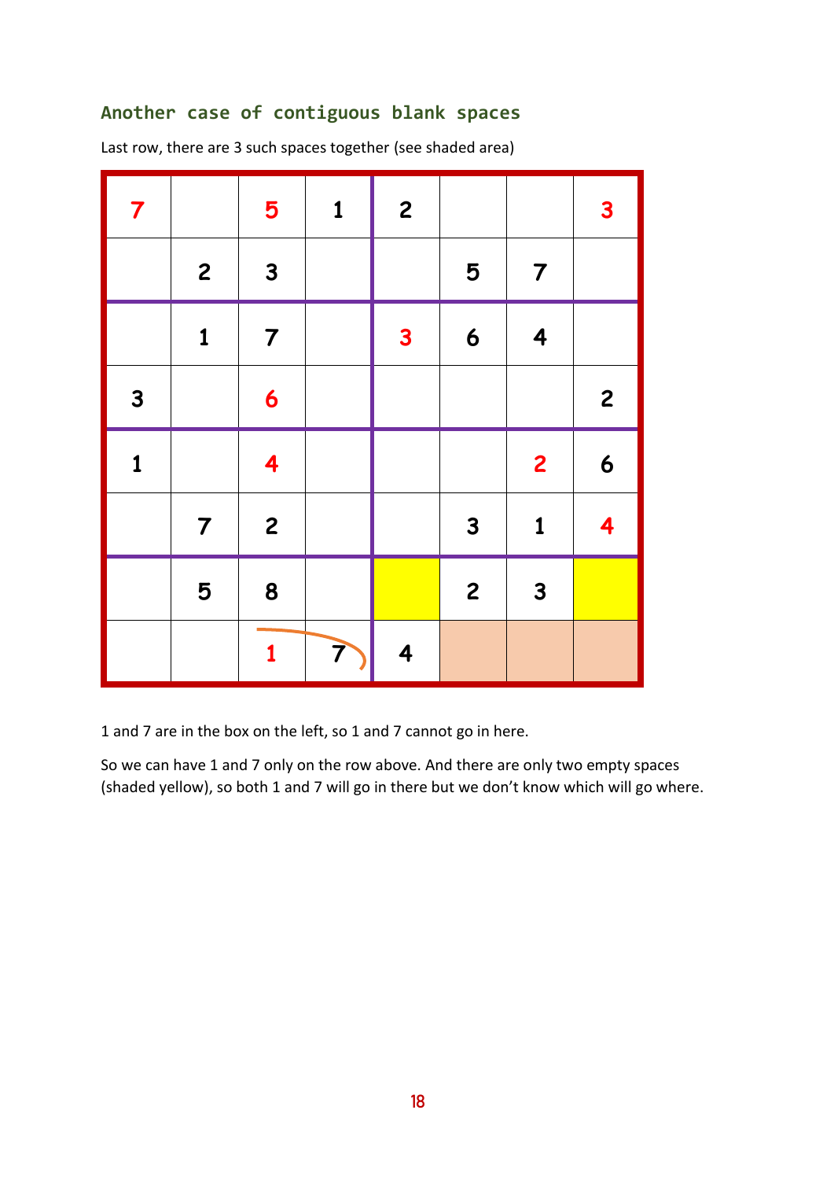### Another case of contiguous blank spaces

Last row, there are 3 such spaces together (see shaded area)

| | | | | | | | |
|---|---|---|---|---|---|---|---|
| 7 | | 5 | 1 | 2 | | | 3 |
| | 2 | 3 | | | 5 | 7 | |
| | 1 | 7 | | 3 | 6 | 4 | |
| 3 | | 6 | | | | | 2 |
| 1 | | 4 | | | | 2 | 6 |
| | 7 | 2 | | | 3 | 1 | 4 |
| | 5 | 8 | | | 2 | 3 | |
| | | 1 | 7 | 4 | | | |

1 and 7 are in the box on the left, so 1 and 7 cannot go in here.

So we can have 1 and 7 only on the row above. And there are only two empty spaces (shaded yellow), so both 1 and 7 will go in there but we don't know which will go where.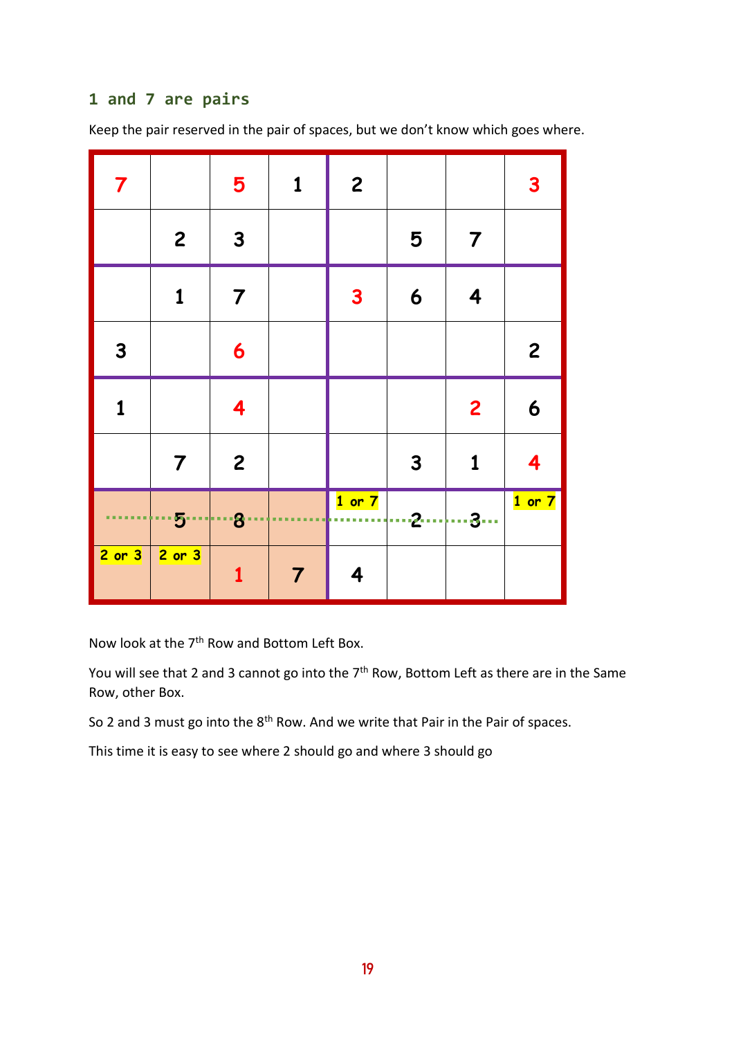## 1 and 7 are pairs

Keep the pair reserved in the pair of spaces, but we don't know which goes where.

| | | | | | | | |
|---|---|---|---|---|---|---|---|
| 7 | | 5 | 1 | 2 | | | 3 |
| | 2 | 3 | | | 5 | 7 | |
| | 1 | 7 | | 3 | 6 | 4 | |
| 3 | | 6 | | | | | 2 |
| 1 | | 4 | | | | 2 | 6 |
| | 7 | 2 | | | 3 | 1 | 4 |
| | 5 | 8 | | 1 or 7 | 2 | 3 | 1 or 7 |
| 2 or 3 | 2 or 3 | 1 | 7 | 4 | | | |

Now look at the 7th Row and Bottom Left Box.

You will see that 2 and 3 cannot go into the 7th Row, Bottom Left as there are in the Same Row, other Box.

So 2 and 3 must go into the 8th Row. And we write that Pair in the Pair of spaces.

This time it is easy to see where 2 should go and where 3 should go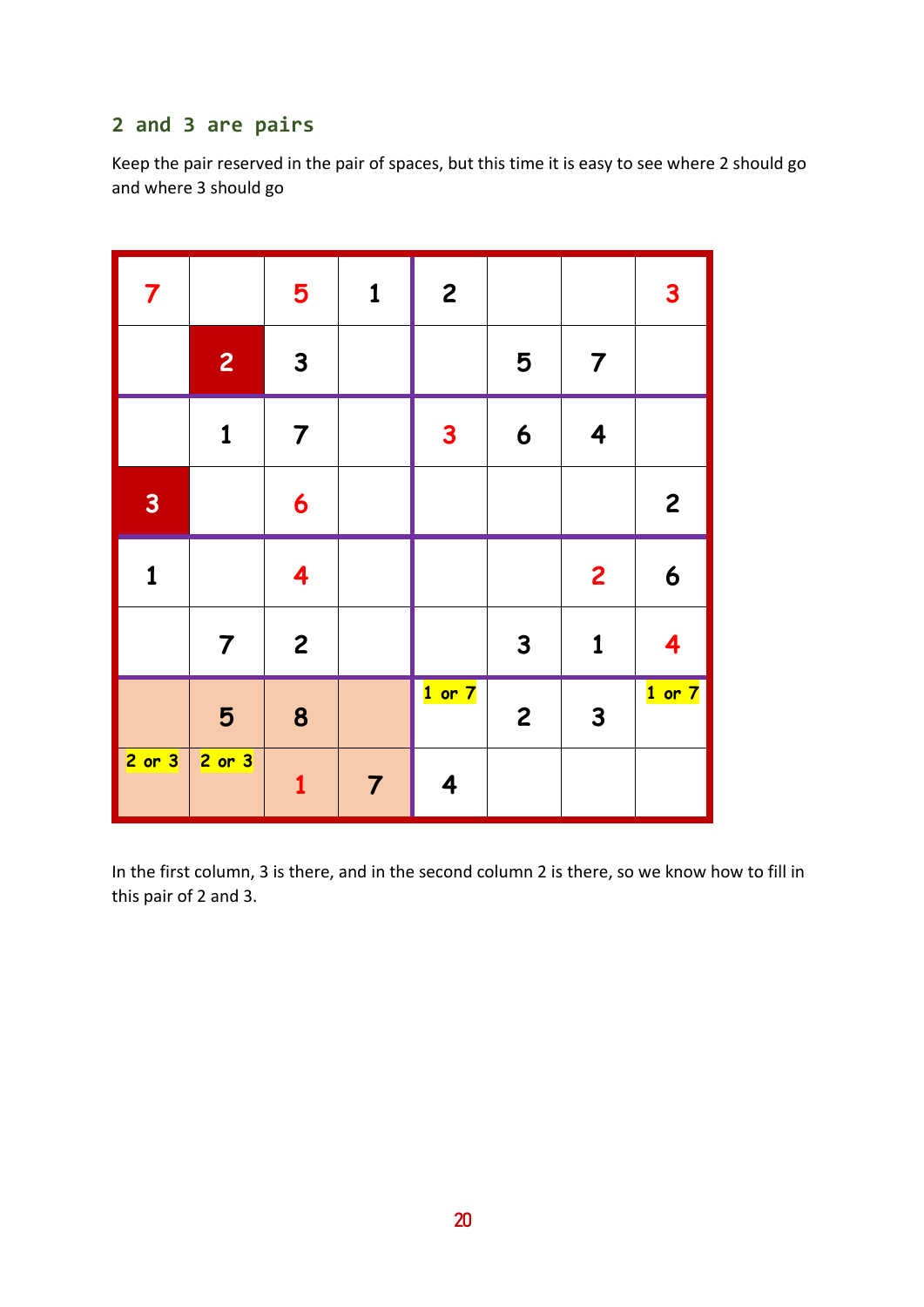## 2 and 3 are pairs

Keep the pair reserved in the pair of spaces, but this time it is easy to see where 2 should go and where 3 should go

| 7 | | 5 | 1 | 2 | | | 3 |
|---|---|---|---|---|---|---|---|
| | 2 | 3 | | | 5 | 7 | |
| | 1 | 7 | | 3 | 6 | 4 | |
| 3 | | 6 | | | | | 2 |
| 1 | | 4 | | | | 2 | 6 |
| | 7 | 2 | | | 3 | 1 | 4 |
| | 5 | 8 | | 1 or 7 | 2 | 3 | 1 or 7 |
| 2 or 3 | 2 or 3 | 1 | 7 | 4 | | | |

In the first column, 3 is there, and in the second column 2 is there, so we know how to fill in this pair of 2 and 3.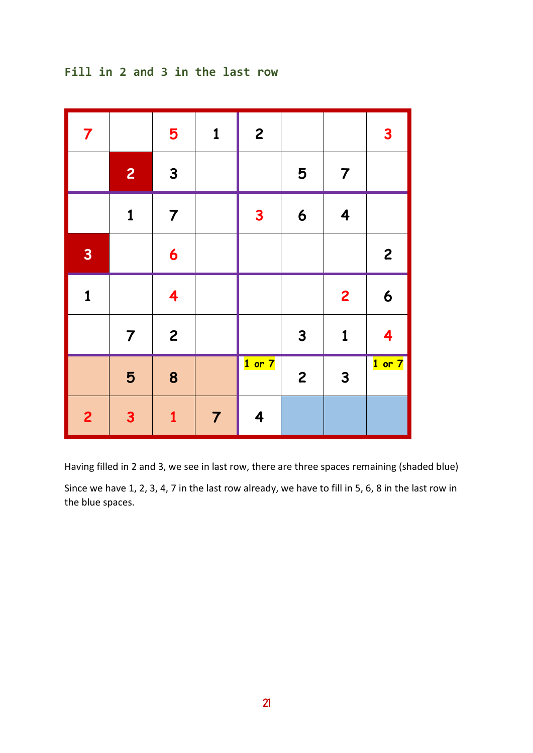## Fill in 2 and 3 in the last row

| | | | | | | | |
|---|---|---|---|---|---|---|---|
| 7 | | 5 | 1 | 2 | | | 3 |
| | 2 | 3 | | | 5 | 7 | |
| | 1 | 7 | | 3 | 6 | 4 | |
| 3 | | 6 | | | | | 2 |
| 1 | | 4 | | | | 2 | 6 |
| | 7 | 2 | | | 3 | 1 | 4 |
| | 5 | 8 | | 1 or 7 | 2 | 3 | 1 or 7 |
| 2 | 3 | 1 | 7 | 4 | | | |

Having filled in 2 and 3, we see in last row, there are three spaces remaining (shaded blue)

Since we have 1, 2, 3, 4, 7 in the last row already, we have to fill in 5, 6, 8 in the last row in the blue spaces.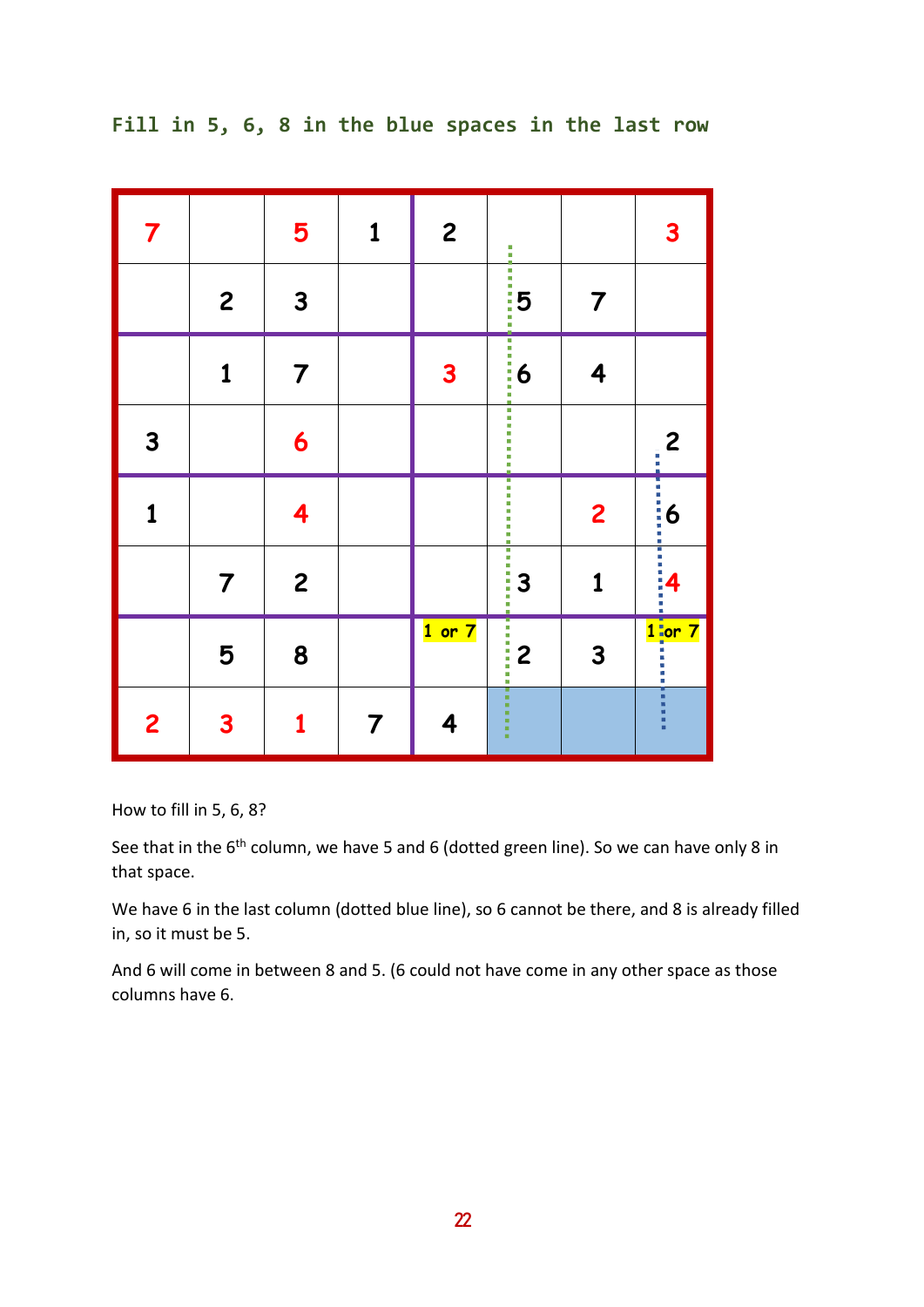## Fill in 5, 6, 8 in the blue spaces in the last row

| | | | | | | | |
|---|---|---|---|---|---|---|---|
| 7 | | 5 | 1 | 2 | | | 3 |
| | 2 | 3 | | | 5 | 7 | |
| | 1 | 7 | | 3 | 6 | 4 | |
| 3 | | 6 | | | | | 2 |
| 1 | | 4 | | | | 2 | 6 |
| | 7 | 2 | | | 3 | 1 | 4 |
| | 5 | 8 | | 1 or 7 | 2 | 3 | 1 or 7 |
| 2 | 3 | 1 | 7 | 4 | | | |

How to fill in 5, 6, 8?

See that in the 6th column, we have 5 and 6 (dotted green line). So we can have only 8 in that space.

We have 6 in the last column (dotted blue line), so 6 cannot be there, and 8 is already filled in, so it must be 5.

And 6 will come in between 8 and 5. (6 could not have come in any other space as those columns have 6.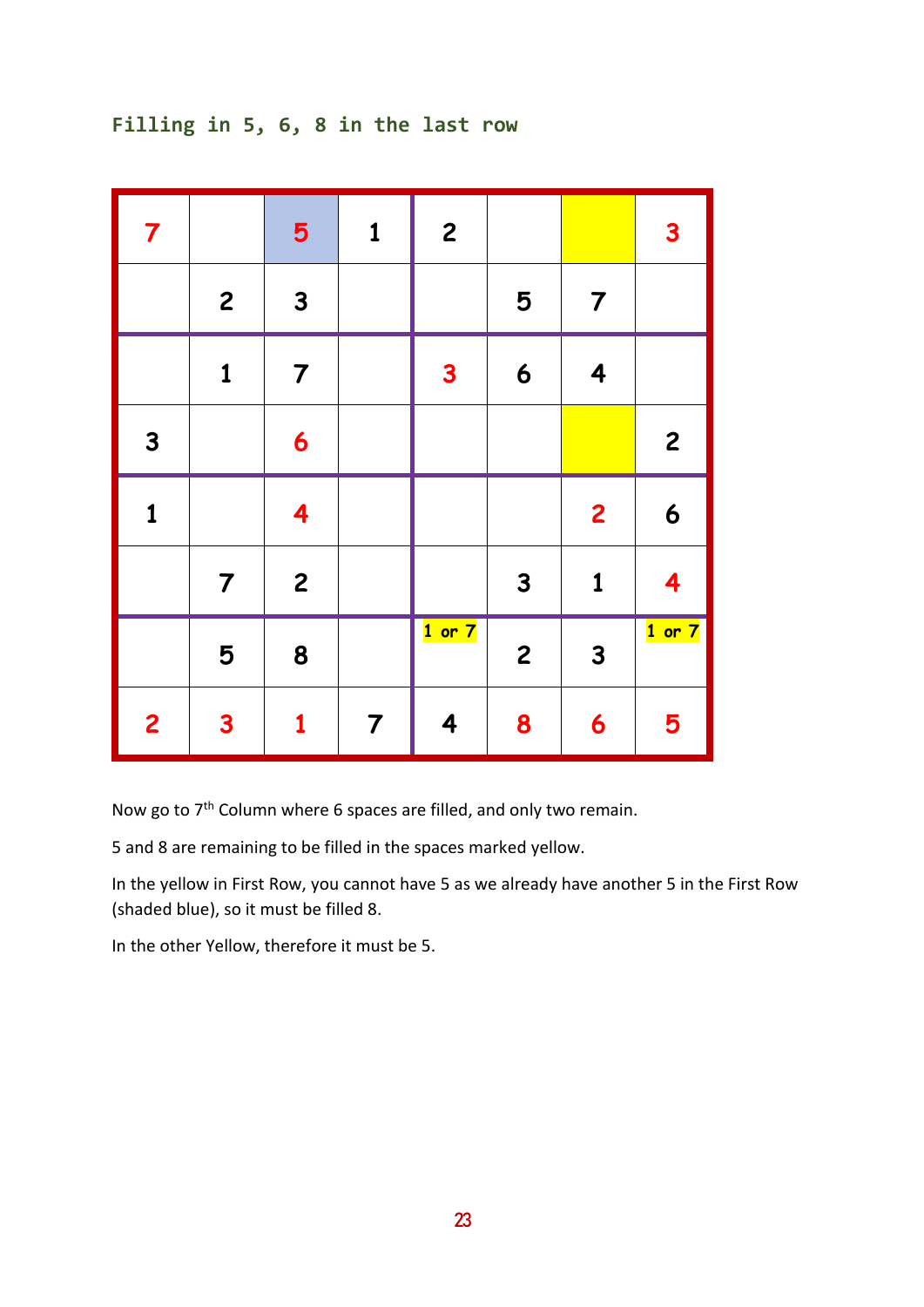## Filling in 5, 6, 8 in the last row

| | | | | | | | |
|---|---|---|---|---|---|---|---|
| 7 | | 5 | 1 | 2 | | | 3 |
| | 2 | 3 | | | 5 | 7 | |
| | 1 | 7 | | 3 | 6 | 4 | |
| 3 | | 6 | | | | | 2 |
| 1 | | 4 | | | | 2 | 6 |
| | 7 | 2 | | | 3 | 1 | 4 |
| | 5 | 8 | | 1 or 7 | 2 | 3 | 1 or 7 |
| 2 | 3 | 1 | 7 | 4 | 8 | 6 | 5 |

Now go to 7th Column where 6 spaces are filled, and only two remain.

5 and 8 are remaining to be filled in the spaces marked yellow.

In the yellow in First Row, you cannot have 5 as we already have another 5 in the First Row (shaded blue), so it must be filled 8.

In the other Yellow, therefore it must be 5.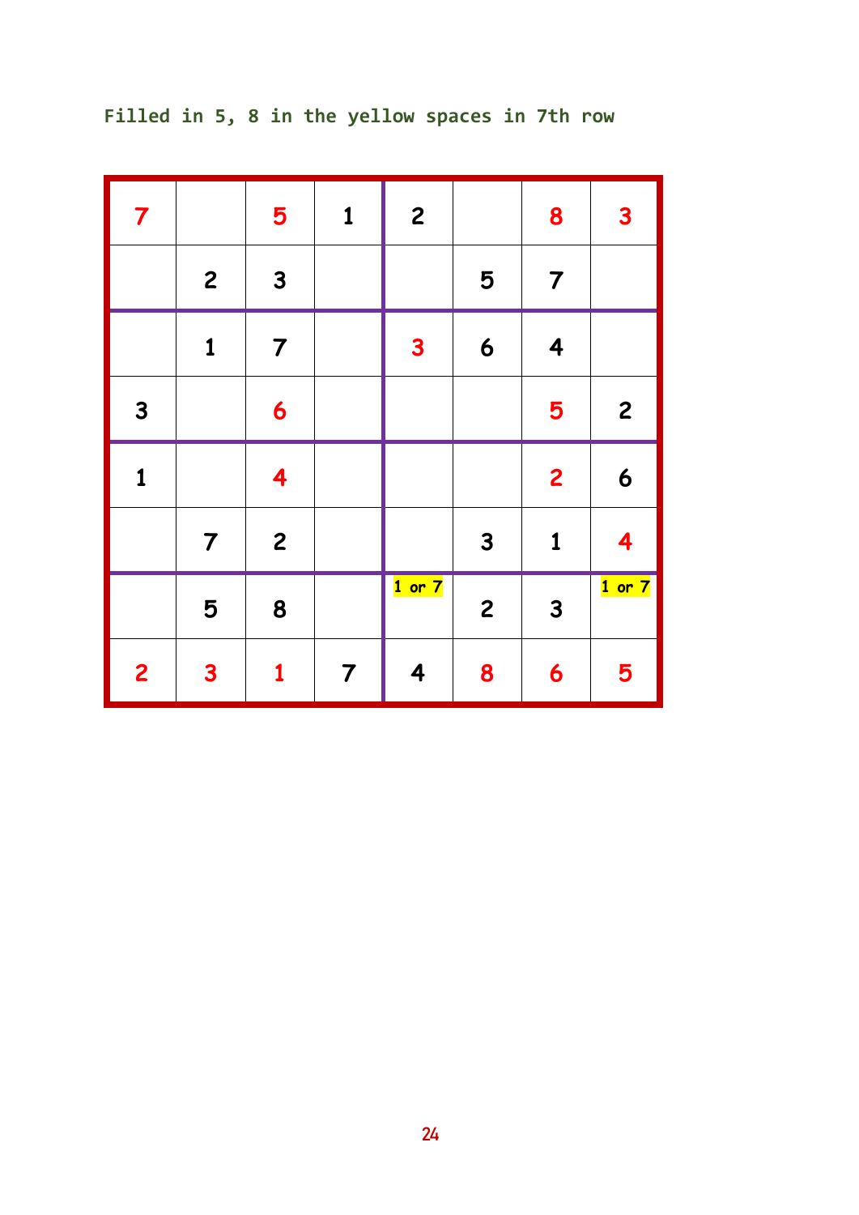Filled in 5, 8 in the yellow spaces in 7th row

| | | | | | | | |
|---|---|---|---|---|---|---|---|
| 7 | | 5 | 1 | 2 | | 8 | 3 |
| | 2 | 3 | | | 5 | 7 | |
| | 1 | 7 | | 3 | 6 | 4 | |
| 3 | | 6 | | | | 5 | 2 |
| 1 | | 4 | | | | 2 | 6 |
| | 7 | 2 | | | 3 | 1 | 4 |
| | 5 | 8 | | 1 or 7 | 2 | 3 | 1 or 7 |
| 2 | 3 | 1 | 7 | 4 | 8 | 6 | 5 |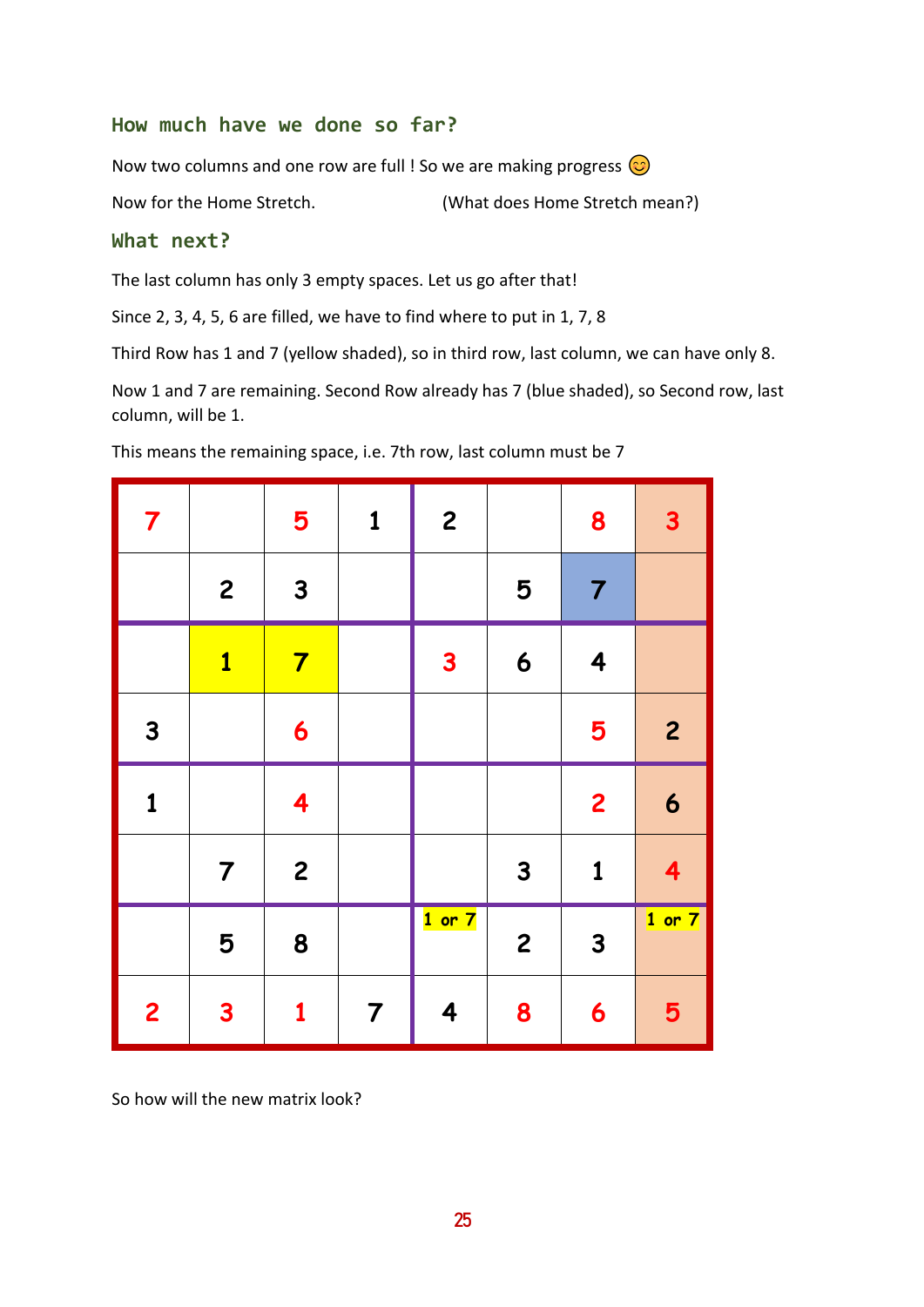### How much have we done so far?

Now two columns and one row are full ! So we are making progress 😊

Now for the Home Stretch. (What does Home Stretch mean?)

### What next?

The last column has only 3 empty spaces. Let us go after that!

Since 2, 3, 4, 5, 6 are filled, we have to find where to put in 1, 7, 8

Third Row has 1 and 7 (yellow shaded), so in third row, last column, we can have only 8.

Now 1 and 7 are remaining. Second Row already has 7 (blue shaded), so Second row, last column, will be 1.

This means the remaining space, i.e. 7th row, last column must be 7

| | | | | | | | |
|---|---|---|---|---|---|---|---|
| 7 | | 5 | 1 | 2 | | 8 | 3 |
| | 2 | 3 | | | 5 | 7 | |
| | 1 | 7 | | 3 | 6 | 4 | |
| 3 | | 6 | | | | 5 | 2 |
| 1 | | 4 | | | | 2 | 6 |
| | 7 | 2 | | | 3 | 1 | 4 |
| | 5 | 8 | | 1 or 7 | 2 | 3 | 1 or 7 |
| 2 | 3 | 1 | 7 | 4 | 8 | 6 | 5 |

So how will the new matrix look?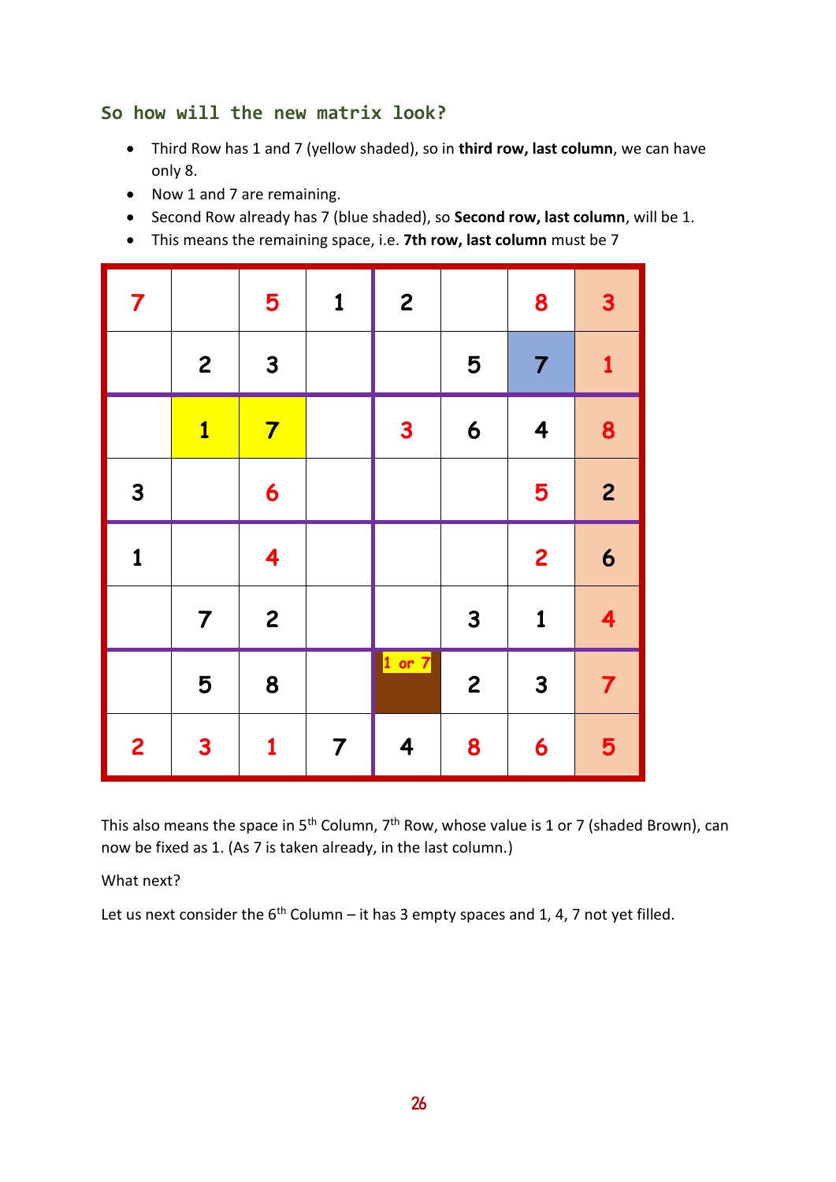## So how will the new matrix look?

- Third Row has 1 and 7 (yellow shaded), so in **third row, last column**, we can have only 8.
- Now 1 and 7 are remaining.
- Second Row already has 7 (blue shaded), so **Second row, last column**, will be 1.
- This means the remaining space, i.e. **7th row, last column** must be 7

| | | | | | | | |
|---|---|---|---|---|---|---|---|
| 7 | | 5 | 1 | 2 | | 8 | 3 |
| | 2 | 3 | | | 5 | 7 | 1 |
| | 1 | 7 | | 3 | 6 | 4 | 8 |
| 3 | | 6 | | | | 5 | 2 |
| 1 | | 4 | | | | 2 | 6 |
| | 7 | 2 | | | 3 | 1 | 4 |
| | 5 | 8 | | 1 or 7 | 2 | 3 | 7 |
| 2 | 3 | 1 | 7 | 4 | 8 | 6 | 5 |

This also means the space in 5th Column, 7th Row, whose value is 1 or 7 (shaded Brown), can now be fixed as 1. (As 7 is taken already, in the last column.)

What next?

Let us next consider the 6th Column – it has 3 empty spaces and 1, 4, 7 not yet filled.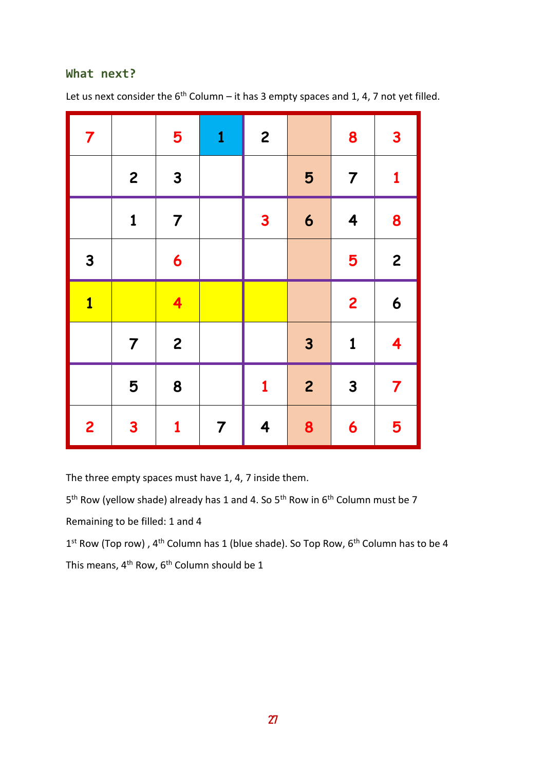### What next?

Let us next consider the 6th Column – it has 3 empty spaces and 1, 4, 7 not yet filled.

| | | | | | | | |
|---|---|---|---|---|---|---|---|
| 7 | | 5 | 1 | 2 | | 8 | 3 |
| | 2 | 3 | | | 5 | 7 | 1 |
| | 1 | 7 | | 3 | 6 | 4 | 8 |
| 3 | | 6 | | | | 5 | 2 |
| 1 | | 4 | | | | 2 | 6 |
| | 7 | 2 | | | 3 | 1 | 4 |
| | 5 | 8 | | 1 | 2 | 3 | 7 |
| 2 | 3 | 1 | 7 | 4 | 8 | 6 | 5 |

The three empty spaces must have 1, 4, 7 inside them.

5th Row (yellow shade) already has 1 and 4. So 5th Row in 6th Column must be 7

Remaining to be filled: 1 and 4

1st Row (Top row) , 4th Column has 1 (blue shade). So Top Row, 6th Column has to be 4

This means, 4th Row, 6th Column should be 1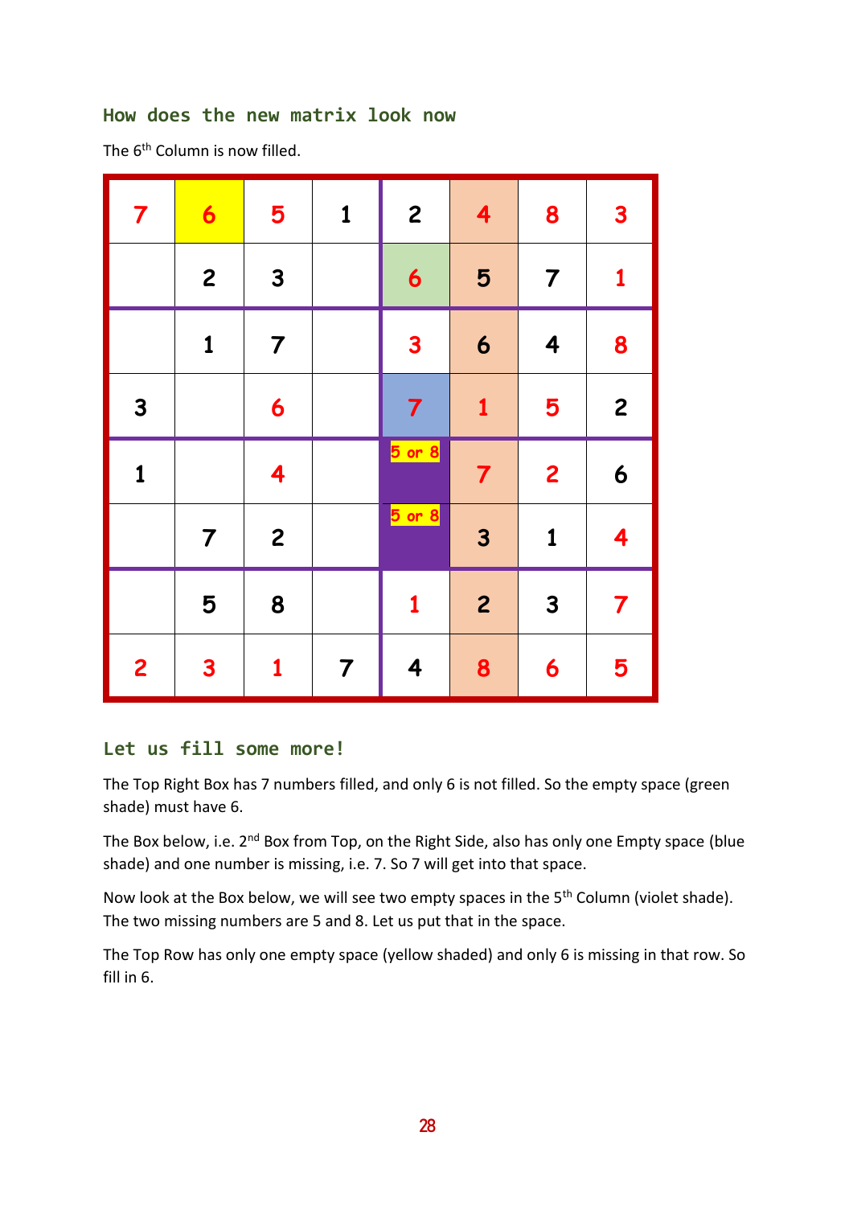## How does the new matrix look now

The 6th Column is now filled.

| | | | | | | | |
|---|---|---|---|---|---|---|---|
| 7 | 6 | 5 | 1 | 2 | 4 | 8 | 3 |
| | 2 | 3 | | 6 | 5 | 7 | 1 |
| | 1 | 7 | | 3 | 6 | 4 | 8 |
| 3 | | 6 | | 7 | 1 | 5 | 2 |
| 1 | | 4 | | 5 or 8 | 7 | 2 | 6 |
| | 7 | 2 | | 5 or 8 | 3 | 1 | 4 |
| | 5 | 8 | | 1 | 2 | 3 | 7 |
| 2 | 3 | 1 | 7 | 4 | 8 | 6 | 5 |

## Let us fill some more!

The Top Right Box has 7 numbers filled, and only 6 is not filled. So the empty space (green shade) must have 6.

The Box below, i.e. 2nd Box from Top, on the Right Side, also has only one Empty space (blue shade) and one number is missing, i.e. 7. So 7 will get into that space.

Now look at the Box below, we will see two empty spaces in the 5th Column (violet shade). The two missing numbers are 5 and 8. Let us put that in the space.

The Top Row has only one empty space (yellow shaded) and only 6 is missing in that row. So fill in 6.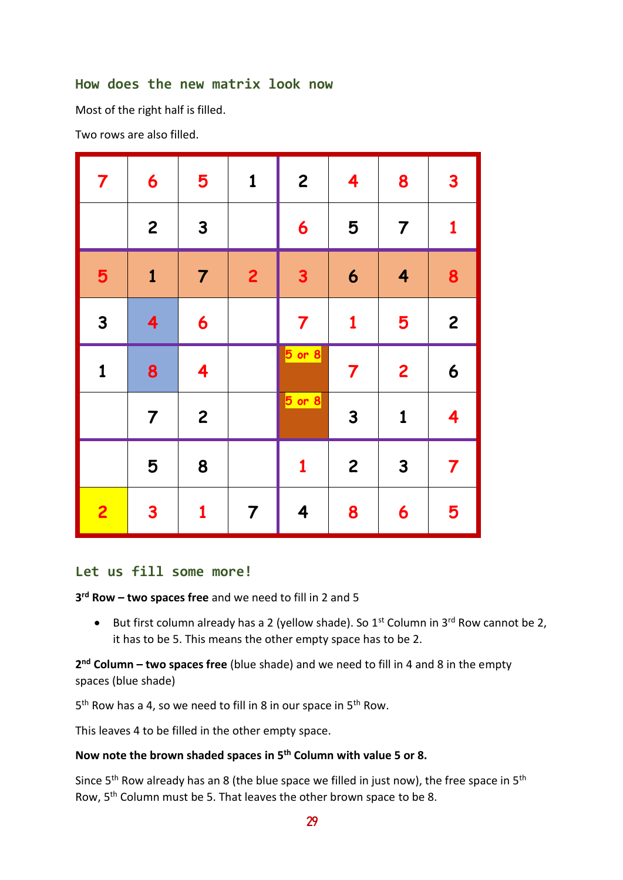### How does the new matrix look now

Most of the right half is filled.

Two rows are also filled.

| | | | | | | | |
|---|---|---|---|---|---|---|---|
| 7 | 6 | 5 | 1 | 2 | 4 | 8 | 3 |
| | 2 | 3 | | 6 | 5 | 7 | 1 |
| 5 | 1 | 7 | 2 | 3 | 6 | 4 | 8 |
| 3 | 4 | 6 | | 7 | 1 | 5 | 2 |
| 1 | 8 | 4 | | 5 or 8 | 7 | 2 | 6 |
| | 7 | 2 | | 5 or 8 | 3 | 1 | 4 |
| | 5 | 8 | | 1 | 2 | 3 | 7 |
| 2 | 3 | 1 | 7 | 4 | 8 | 6 | 5 |

### Let us fill some more!

**3rd Row – two spaces free** and we need to fill in 2 and 5

- But first column already has a 2 (yellow shade). So 1st Column in 3rd Row cannot be 2, it has to be 5. This means the other empty space has to be 2.

**2nd Column – two spaces free** (blue shade) and we need to fill in 4 and 8 in the empty spaces (blue shade)

5th Row has a 4, so we need to fill in 8 in our space in 5th Row.

This leaves 4 to be filled in the other empty space.

**Now note the brown shaded spaces in 5th Column with value 5 or 8.**

Since 5th Row already has an 8 (the blue space we filled in just now), the free space in 5th Row, 5th Column must be 5. That leaves the other brown space to be 8.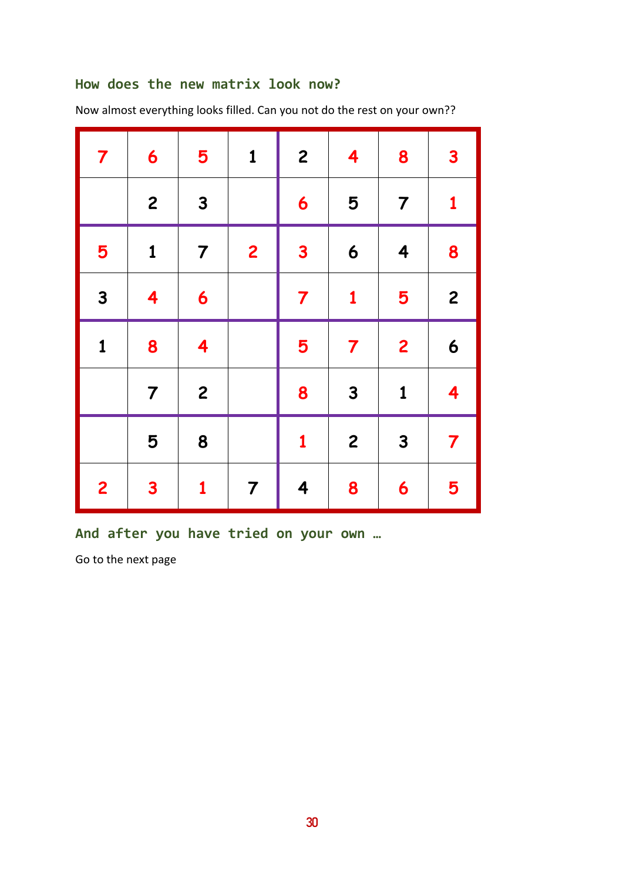### How does the new matrix look now?

Now almost everything looks filled. Can you not do the rest on your own??

| | | | | | | | |
|---|---|---|---|---|---|---|---|
| 7 | 6 | 5 | 1 | 2 | 4 | 8 | 3 |
| | 2 | 3 | | 6 | 5 | 7 | 1 |
| 5 | 1 | 7 | 2 | 3 | 6 | 4 | 8 |
| 3 | 4 | 6 | | 7 | 1 | 5 | 2 |
| 1 | 8 | 4 | | 5 | 7 | 2 | 6 |
| | 7 | 2 | | 8 | 3 | 1 | 4 |
| | 5 | 8 | | 1 | 2 | 3 | 7 |
| 2 | 3 | 1 | 7 | 4 | 8 | 6 | 5 |

### And after you have tried on your own …

Go to the next page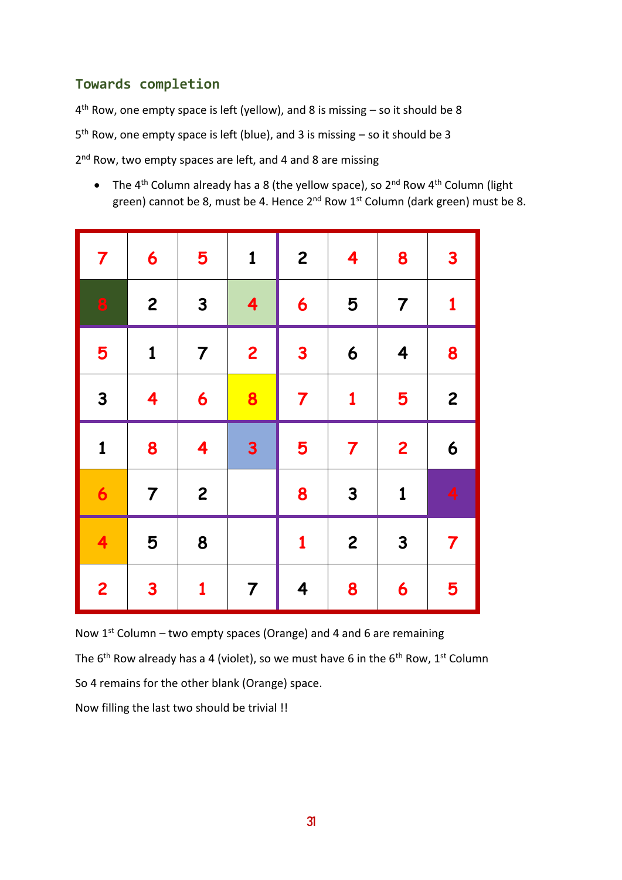### Towards completion

4th Row, one empty space is left (yellow), and 8 is missing – so it should be 8

5th Row, one empty space is left (blue), and 3 is missing – so it should be 3

2nd Row, two empty spaces are left, and 4 and 8 are missing

- The 4th Column already has a 8 (the yellow space), so 2nd Row 4th Column (light green) cannot be 8, must be 4. Hence 2nd Row 1st Column (dark green) must be 8.

| | | | | | | | |
|---|---|---|---|---|---|---|---|
| 7 | 6 | 5 | 1 | 2 | 4 | 8 | 3 |
| 8 | 2 | 3 | 4 | 6 | 5 | 7 | 1 |
| 5 | 1 | 7 | 2 | 3 | 6 | 4 | 8 |
| 3 | 4 | 6 | 8 | 7 | 1 | 5 | 2 |
| 1 | 8 | 4 | 3 | 5 | 7 | 2 | 6 |
| 6 | 7 | 2 | | 8 | 3 | 1 | 4 |
| 4 | 5 | 8 | | 1 | 2 | 3 | 7 |
| 2 | 3 | 1 | 7 | 4 | 8 | 6 | 5 |

Now 1st Column – two empty spaces (Orange) and 4 and 6 are remaining

The 6th Row already has a 4 (violet), so we must have 6 in the 6th Row, 1st Column

So 4 remains for the other blank (Orange) space.

Now filling the last two should be trivial !!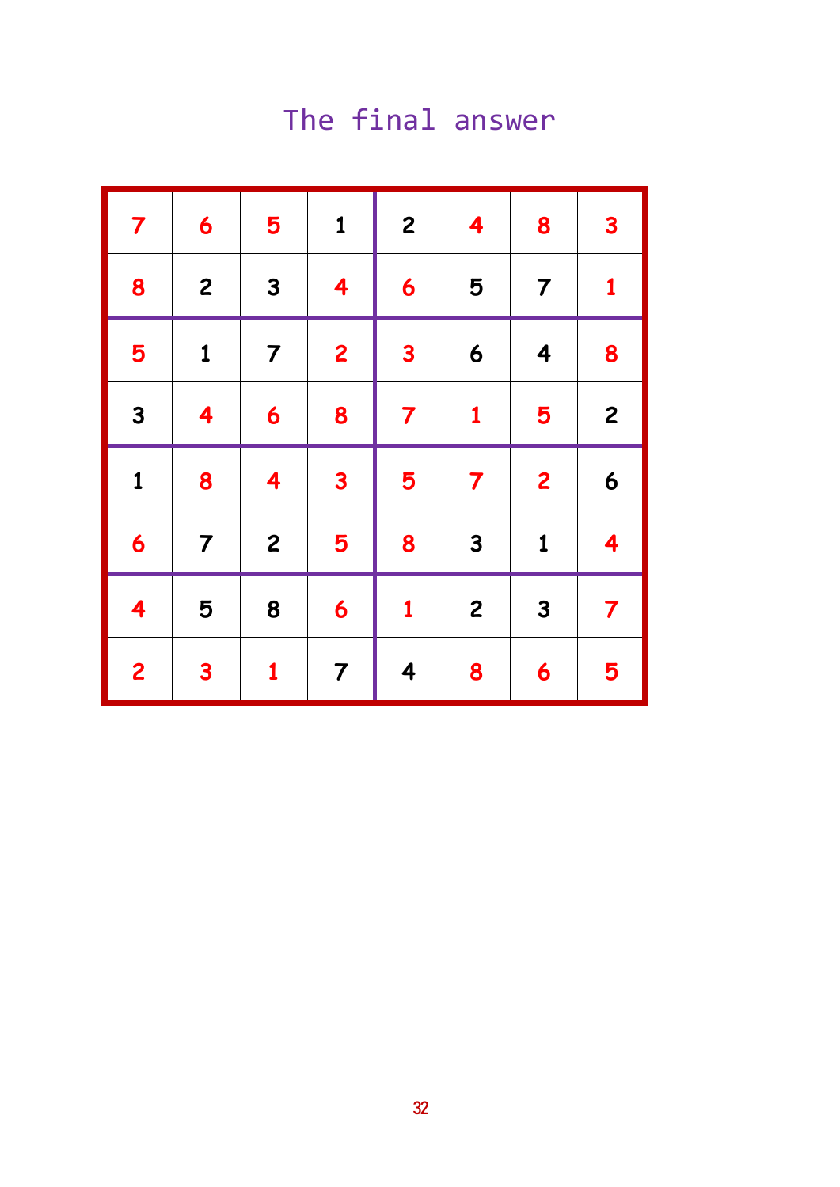# The final answer

| | | | | | | | |
|---|---|---|---|---|---|---|---|
| 7 | 6 | 5 | 1 | 2 | 4 | 8 | 3 |
| 8 | 2 | 3 | 4 | 6 | 5 | 7 | 1 |
| 5 | 1 | 7 | 2 | 3 | 6 | 4 | 8 |
| 3 | 4 | 6 | 8 | 7 | 1 | 5 | 2 |
| 1 | 8 | 4 | 3 | 5 | 7 | 2 | 6 |
| 6 | 7 | 2 | 5 | 8 | 3 | 1 | 4 |
| 4 | 5 | 8 | 6 | 1 | 2 | 3 | 7 |
| 2 | 3 | 1 | 7 | 4 | 8 | 6 | 5 |